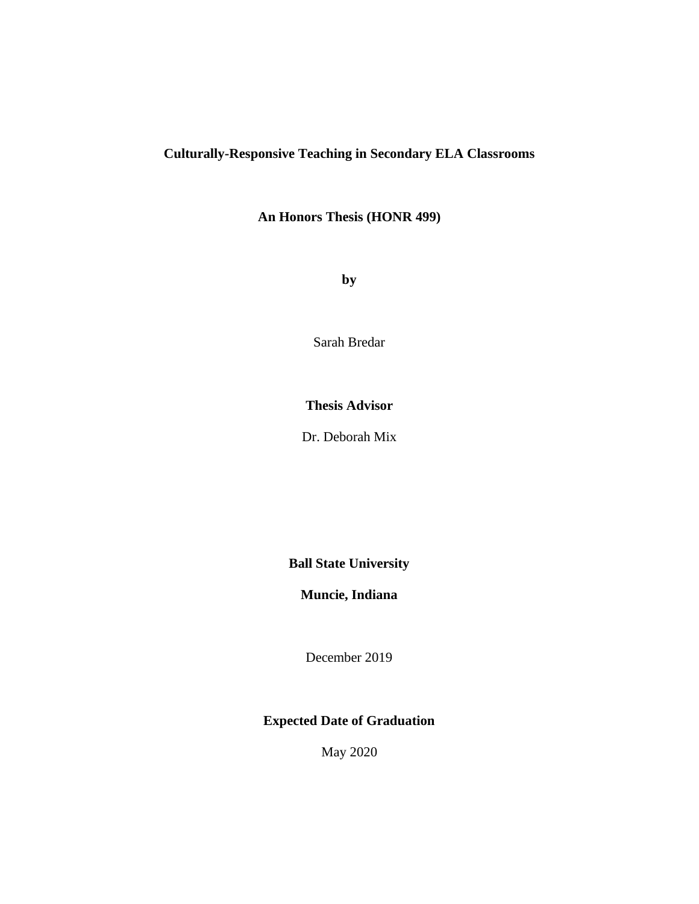# Culturally-Responsive Teaching in Secondary ELA Classrooms

**An Honors Thesis (HONR 499)**

**by**

Sarah Bredar

**Thesis Advisor**

Dr. Deborah Mix

**Ball State University**

**Muncie, Indiana**

December 2019

**Expected Date of Graduation**

May 2020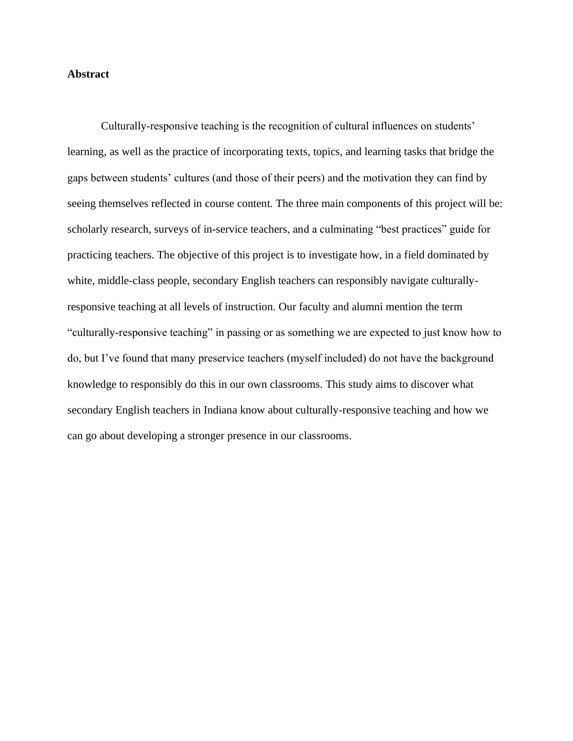**Abstract**

Culturally-responsive teaching is the recognition of cultural influences on students' learning, as well as the practice of incorporating texts, topics, and learning tasks that bridge the gaps between students' cultures (and those of their peers) and the motivation they can find by seeing themselves reflected in course content. The three main components of this project will be: scholarly research, surveys of in-service teachers, and a culminating "best practices" guide for practicing teachers. The objective of this project is to investigate how, in a field dominated by white, middle-class people, secondary English teachers can responsibly navigate culturally-responsive teaching at all levels of instruction. Our faculty and alumni mention the term "culturally-responsive teaching" in passing or as something we are expected to just know how to do, but I've found that many preservice teachers (myself included) do not have the background knowledge to responsibly do this in our own classrooms. This study aims to discover what secondary English teachers in Indiana know about culturally-responsive teaching and how we can go about developing a stronger presence in our classrooms.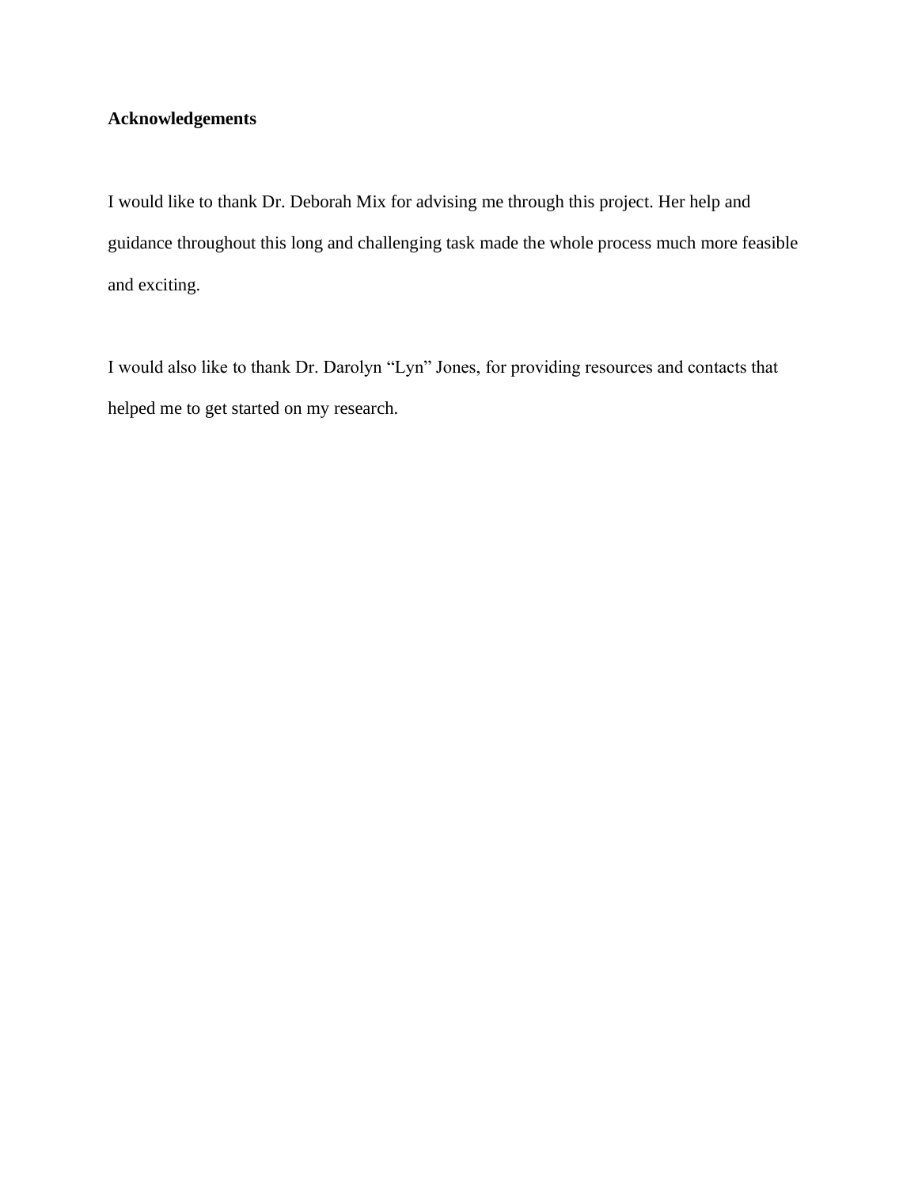**Acknowledgements**

I would like to thank Dr. Deborah Mix for advising me through this project. Her help and guidance throughout this long and challenging task made the whole process much more feasible and exciting.

I would also like to thank Dr. Darolyn "Lyn" Jones, for providing resources and contacts that helped me to get started on my research.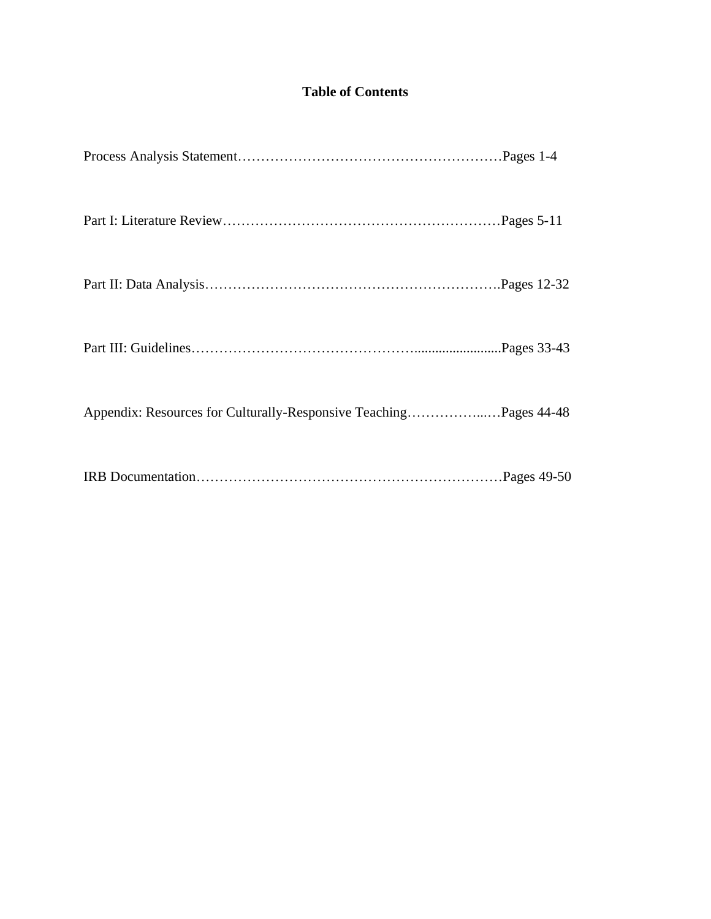**Table of Contents**

Process Analysis Statement……………………………………………………Pages 1-4

Part I: Literature Review……………………………………………………Pages 5-11

Part II: Data Analysis……………………………………………………….Pages 12-32

Part III: Guidelines……………………………………….........................Pages 33-43

Appendix: Resources for Culturally-Responsive Teaching……………...…Pages 44-48

IRB Documentation…………………………………………………………Pages 49-50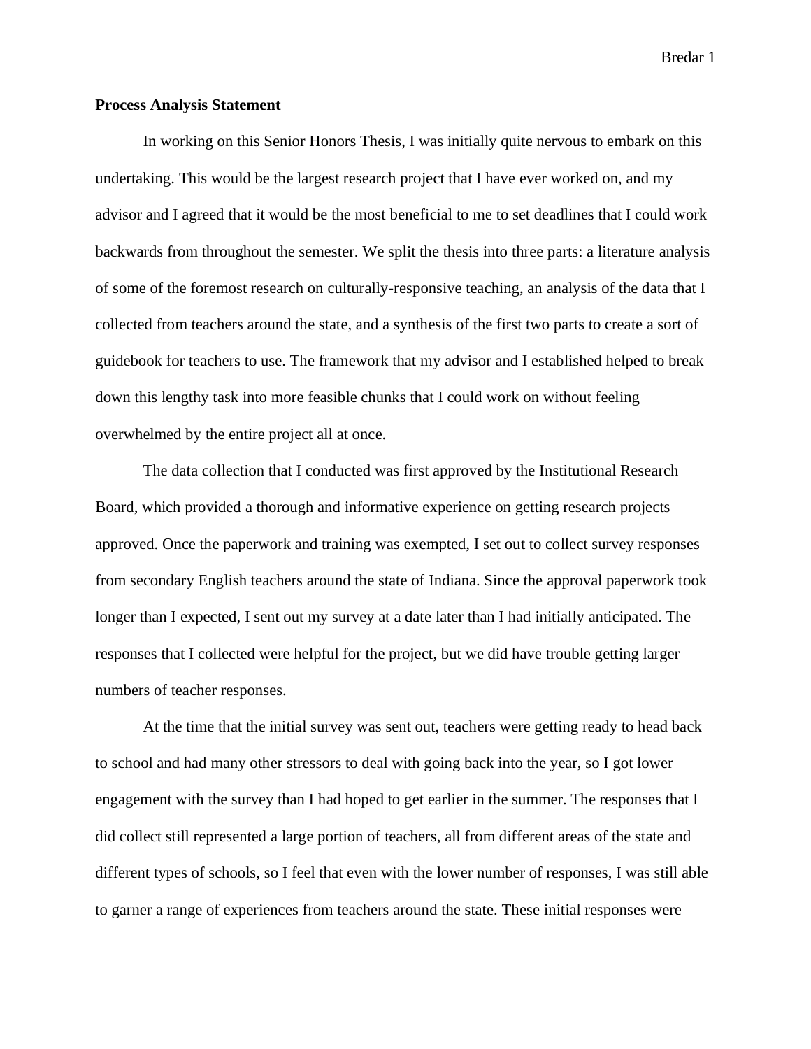**Process Analysis Statement**

In working on this Senior Honors Thesis, I was initially quite nervous to embark on this undertaking. This would be the largest research project that I have ever worked on, and my advisor and I agreed that it would be the most beneficial to me to set deadlines that I could work backwards from throughout the semester. We split the thesis into three parts: a literature analysis of some of the foremost research on culturally-responsive teaching, an analysis of the data that I collected from teachers around the state, and a synthesis of the first two parts to create a sort of guidebook for teachers to use. The framework that my advisor and I established helped to break down this lengthy task into more feasible chunks that I could work on without feeling overwhelmed by the entire project all at once.

The data collection that I conducted was first approved by the Institutional Research Board, which provided a thorough and informative experience on getting research projects approved. Once the paperwork and training was exempted, I set out to collect survey responses from secondary English teachers around the state of Indiana. Since the approval paperwork took longer than I expected, I sent out my survey at a date later than I had initially anticipated. The responses that I collected were helpful for the project, but we did have trouble getting larger numbers of teacher responses.

At the time that the initial survey was sent out, teachers were getting ready to head back to school and had many other stressors to deal with going back into the year, so I got lower engagement with the survey than I had hoped to get earlier in the summer. The responses that I did collect still represented a large portion of teachers, all from different areas of the state and different types of schools, so I feel that even with the lower number of responses, I was still able to garner a range of experiences from teachers around the state. These initial responses were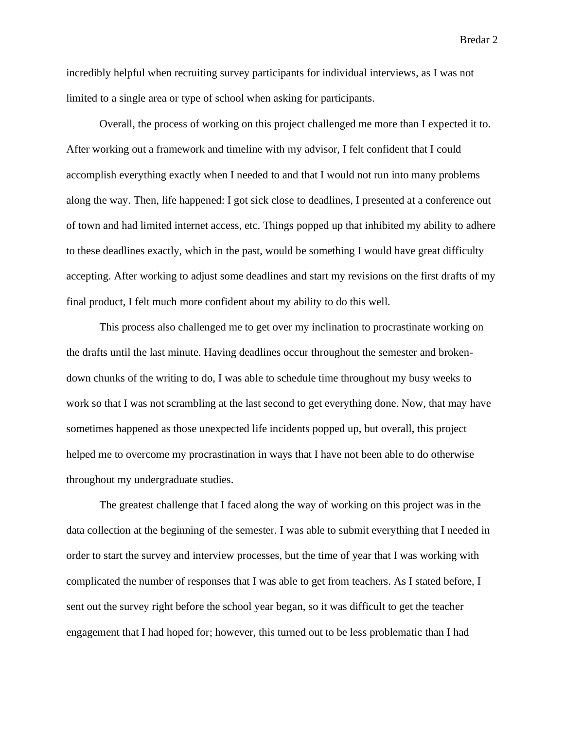incredibly helpful when recruiting survey participants for individual interviews, as I was not limited to a single area or type of school when asking for participants.

Overall, the process of working on this project challenged me more than I expected it to. After working out a framework and timeline with my advisor, I felt confident that I could accomplish everything exactly when I needed to and that I would not run into many problems along the way. Then, life happened: I got sick close to deadlines, I presented at a conference out of town and had limited internet access, etc. Things popped up that inhibited my ability to adhere to these deadlines exactly, which in the past, would be something I would have great difficulty accepting. After working to adjust some deadlines and start my revisions on the first drafts of my final product, I felt much more confident about my ability to do this well.

This process also challenged me to get over my inclination to procrastinate working on the drafts until the last minute. Having deadlines occur throughout the semester and broken-down chunks of the writing to do, I was able to schedule time throughout my busy weeks to work so that I was not scrambling at the last second to get everything done. Now, that may have sometimes happened as those unexpected life incidents popped up, but overall, this project helped me to overcome my procrastination in ways that I have not been able to do otherwise throughout my undergraduate studies.

The greatest challenge that I faced along the way of working on this project was in the data collection at the beginning of the semester. I was able to submit everything that I needed in order to start the survey and interview processes, but the time of year that I was working with complicated the number of responses that I was able to get from teachers. As I stated before, I sent out the survey right before the school year began, so it was difficult to get the teacher engagement that I had hoped for; however, this turned out to be less problematic than I had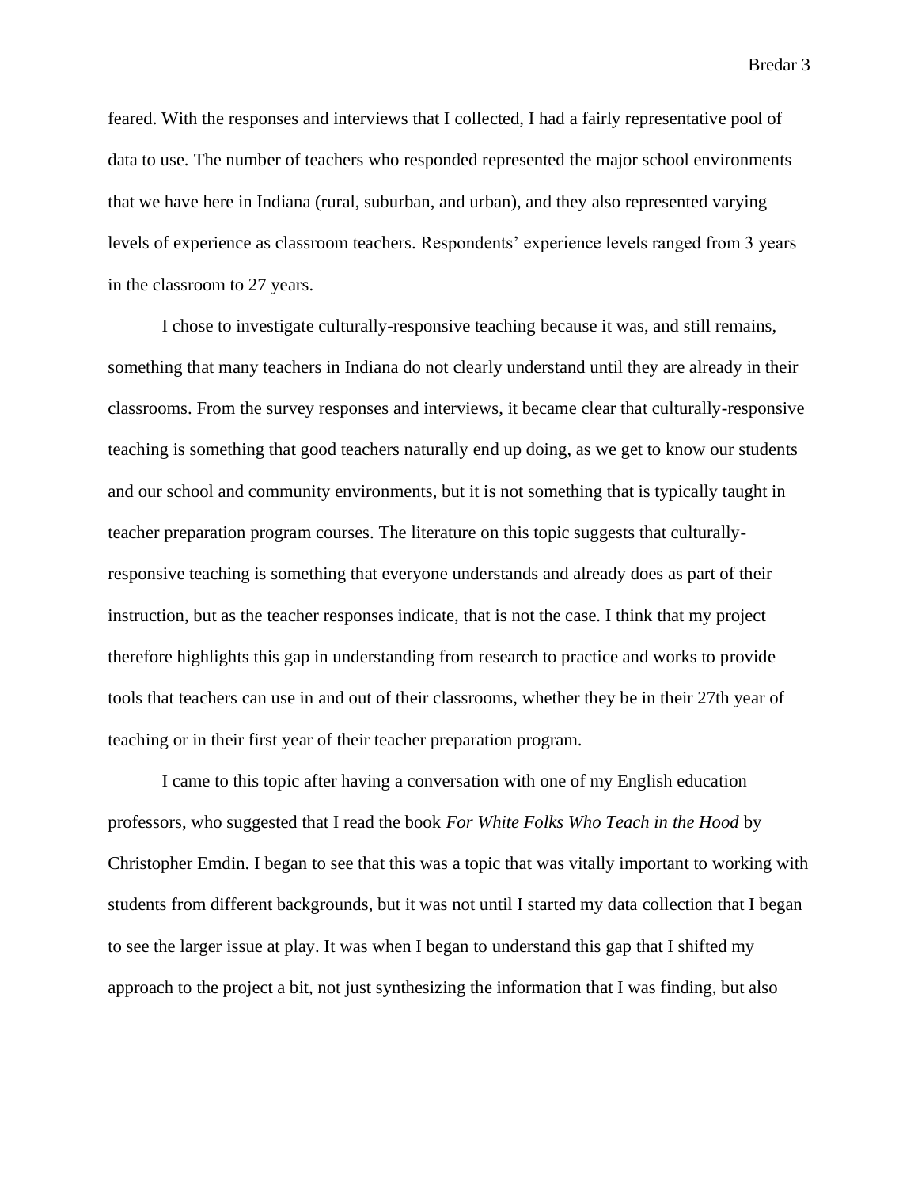feared. With the responses and interviews that I collected, I had a fairly representative pool of data to use. The number of teachers who responded represented the major school environments that we have here in Indiana (rural, suburban, and urban), and they also represented varying levels of experience as classroom teachers. Respondents' experience levels ranged from 3 years in the classroom to 27 years.

I chose to investigate culturally-responsive teaching because it was, and still remains, something that many teachers in Indiana do not clearly understand until they are already in their classrooms. From the survey responses and interviews, it became clear that culturally-responsive teaching is something that good teachers naturally end up doing, as we get to know our students and our school and community environments, but it is not something that is typically taught in teacher preparation program courses. The literature on this topic suggests that culturally-responsive teaching is something that everyone understands and already does as part of their instruction, but as the teacher responses indicate, that is not the case. I think that my project therefore highlights this gap in understanding from research to practice and works to provide tools that teachers can use in and out of their classrooms, whether they be in their 27th year of teaching or in their first year of their teacher preparation program.

I came to this topic after having a conversation with one of my English education professors, who suggested that I read the book *For White Folks Who Teach in the Hood* by Christopher Emdin. I began to see that this was a topic that was vitally important to working with students from different backgrounds, but it was not until I started my data collection that I began to see the larger issue at play. It was when I began to understand this gap that I shifted my approach to the project a bit, not just synthesizing the information that I was finding, but also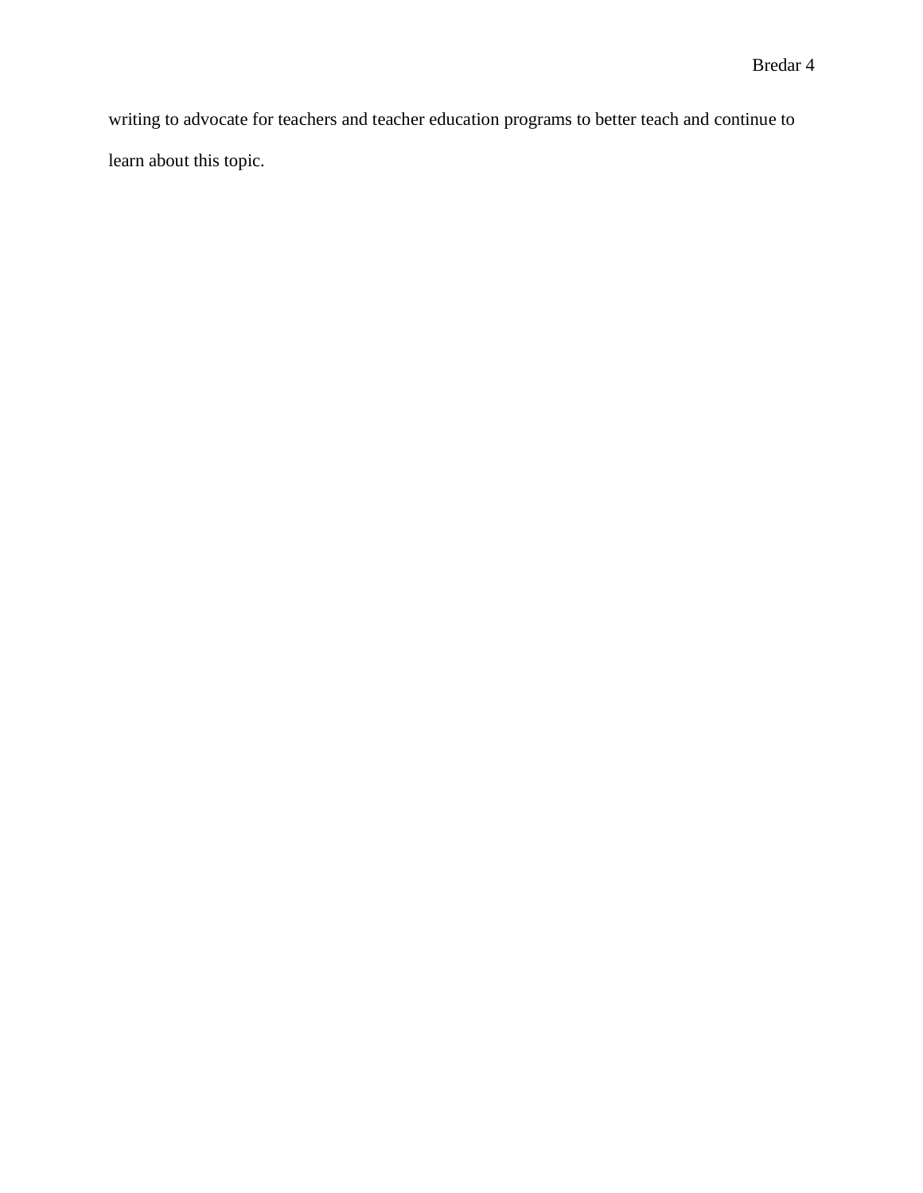writing to advocate for teachers and teacher education programs to better teach and continue to learn about this topic.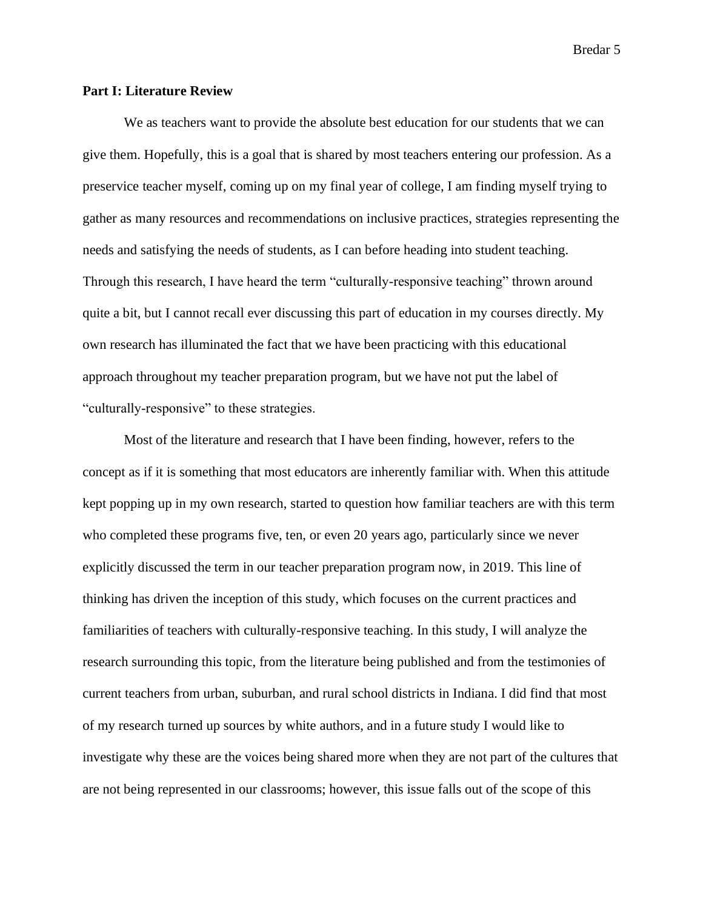**Part I: Literature Review**

We as teachers want to provide the absolute best education for our students that we can give them. Hopefully, this is a goal that is shared by most teachers entering our profession. As a preservice teacher myself, coming up on my final year of college, I am finding myself trying to gather as many resources and recommendations on inclusive practices, strategies representing the needs and satisfying the needs of students, as I can before heading into student teaching. Through this research, I have heard the term "culturally-responsive teaching" thrown around quite a bit, but I cannot recall ever discussing this part of education in my courses directly. My own research has illuminated the fact that we have been practicing with this educational approach throughout my teacher preparation program, but we have not put the label of "culturally-responsive" to these strategies.

Most of the literature and research that I have been finding, however, refers to the concept as if it is something that most educators are inherently familiar with. When this attitude kept popping up in my own research, started to question how familiar teachers are with this term who completed these programs five, ten, or even 20 years ago, particularly since we never explicitly discussed the term in our teacher preparation program now, in 2019. This line of thinking has driven the inception of this study, which focuses on the current practices and familiarities of teachers with culturally-responsive teaching. In this study, I will analyze the research surrounding this topic, from the literature being published and from the testimonies of current teachers from urban, suburban, and rural school districts in Indiana. I did find that most of my research turned up sources by white authors, and in a future study I would like to investigate why these are the voices being shared more when they are not part of the cultures that are not being represented in our classrooms; however, this issue falls out of the scope of this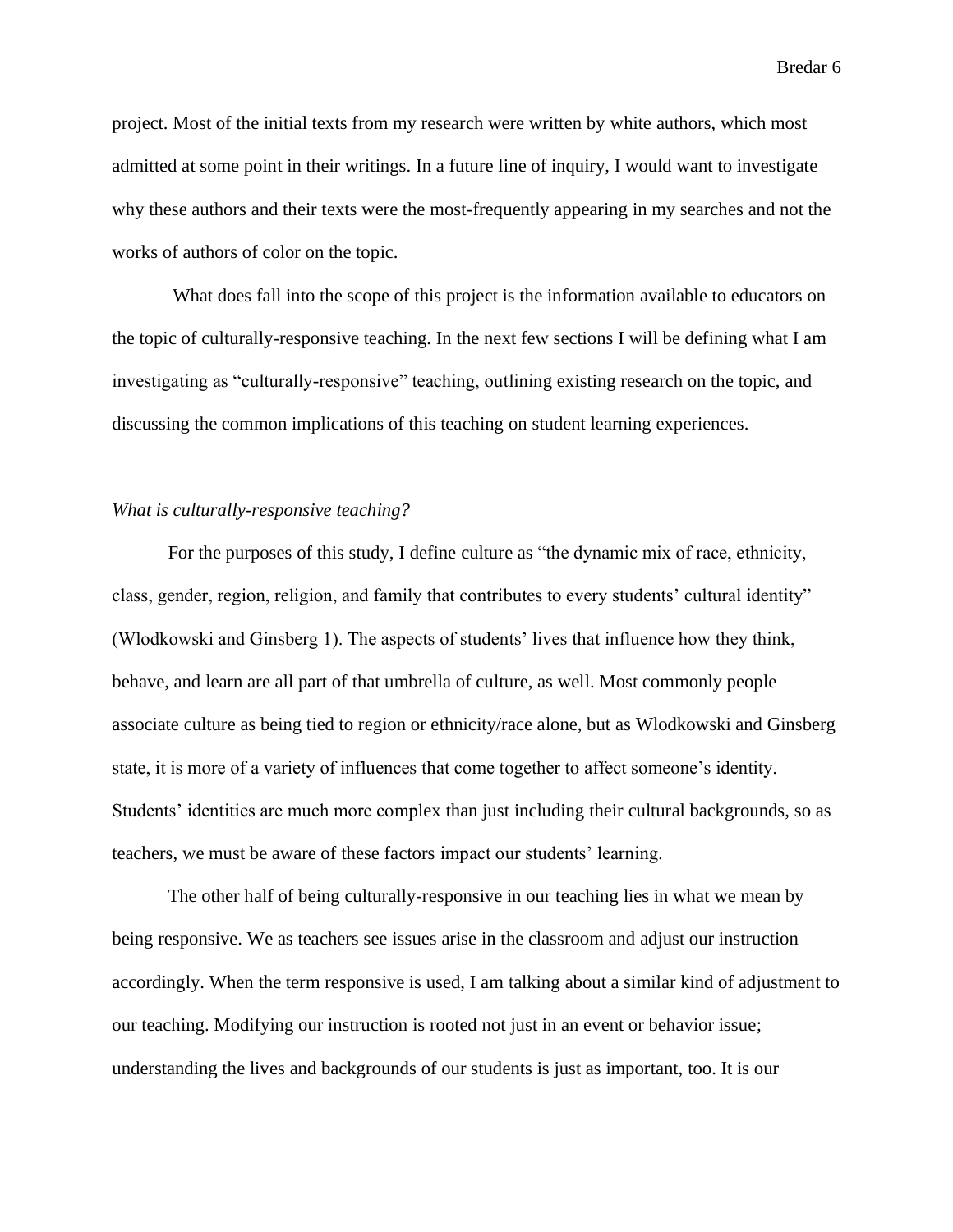project. Most of the initial texts from my research were written by white authors, which most admitted at some point in their writings. In a future line of inquiry, I would want to investigate why these authors and their texts were the most-frequently appearing in my searches and not the works of authors of color on the topic.

What does fall into the scope of this project is the information available to educators on the topic of culturally-responsive teaching. In the next few sections I will be defining what I am investigating as "culturally-responsive" teaching, outlining existing research on the topic, and discussing the common implications of this teaching on student learning experiences.

*What is culturally-responsive teaching?*

For the purposes of this study, I define culture as "the dynamic mix of race, ethnicity, class, gender, region, religion, and family that contributes to every students' cultural identity" (Wlodkowski and Ginsberg 1). The aspects of students' lives that influence how they think, behave, and learn are all part of that umbrella of culture, as well. Most commonly people associate culture as being tied to region or ethnicity/race alone, but as Wlodkowski and Ginsberg state, it is more of a variety of influences that come together to affect someone's identity. Students' identities are much more complex than just including their cultural backgrounds, so as teachers, we must be aware of these factors impact our students' learning.

The other half of being culturally-responsive in our teaching lies in what we mean by being responsive. We as teachers see issues arise in the classroom and adjust our instruction accordingly. When the term responsive is used, I am talking about a similar kind of adjustment to our teaching. Modifying our instruction is rooted not just in an event or behavior issue; understanding the lives and backgrounds of our students is just as important, too. It is our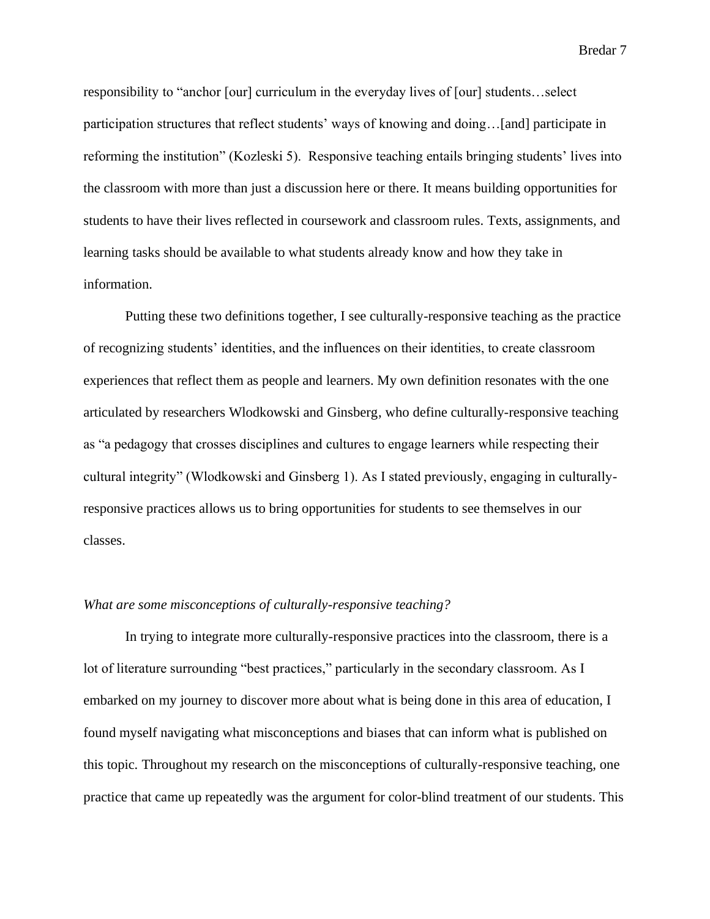responsibility to "anchor [our] curriculum in the everyday lives of [our] students…select participation structures that reflect students' ways of knowing and doing…[and] participate in reforming the institution" (Kozleski 5). Responsive teaching entails bringing students' lives into the classroom with more than just a discussion here or there. It means building opportunities for students to have their lives reflected in coursework and classroom rules. Texts, assignments, and learning tasks should be available to what students already know and how they take in information.

Putting these two definitions together, I see culturally-responsive teaching as the practice of recognizing students' identities, and the influences on their identities, to create classroom experiences that reflect them as people and learners. My own definition resonates with the one articulated by researchers Wlodkowski and Ginsberg, who define culturally-responsive teaching as "a pedagogy that crosses disciplines and cultures to engage learners while respecting their cultural integrity" (Wlodkowski and Ginsberg 1). As I stated previously, engaging in culturally-responsive practices allows us to bring opportunities for students to see themselves in our classes.

*What are some misconceptions of culturally-responsive teaching?*

In trying to integrate more culturally-responsive practices into the classroom, there is a lot of literature surrounding "best practices," particularly in the secondary classroom. As I embarked on my journey to discover more about what is being done in this area of education, I found myself navigating what misconceptions and biases that can inform what is published on this topic. Throughout my research on the misconceptions of culturally-responsive teaching, one practice that came up repeatedly was the argument for color-blind treatment of our students. This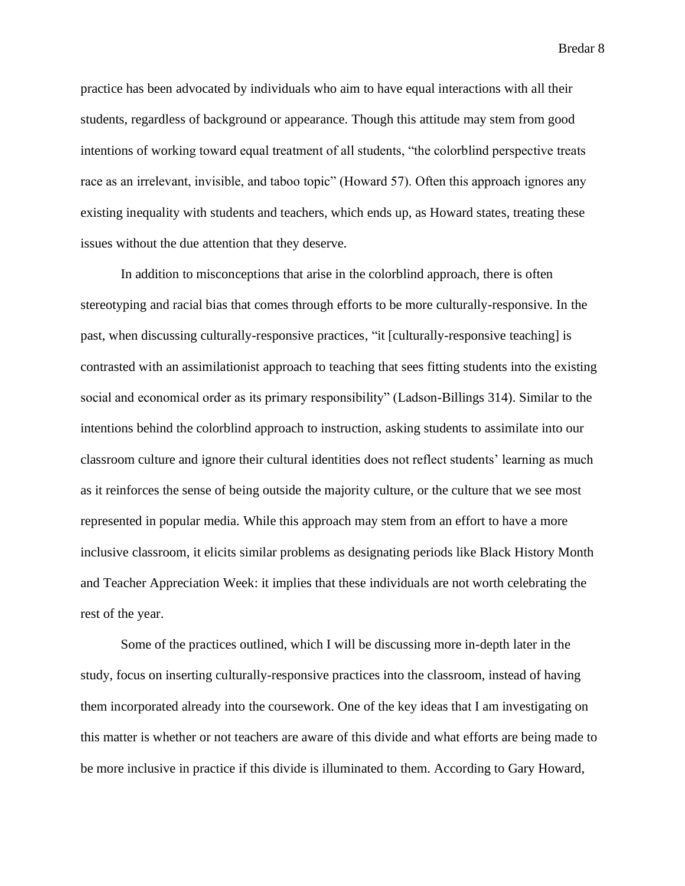practice has been advocated by individuals who aim to have equal interactions with all their students, regardless of background or appearance. Though this attitude may stem from good intentions of working toward equal treatment of all students, "the colorblind perspective treats race as an irrelevant, invisible, and taboo topic" (Howard 57). Often this approach ignores any existing inequality with students and teachers, which ends up, as Howard states, treating these issues without the due attention that they deserve.

In addition to misconceptions that arise in the colorblind approach, there is often stereotyping and racial bias that comes through efforts to be more culturally-responsive. In the past, when discussing culturally-responsive practices, "it [culturally-responsive teaching] is contrasted with an assimilationist approach to teaching that sees fitting students into the existing social and economical order as its primary responsibility" (Ladson-Billings 314). Similar to the intentions behind the colorblind approach to instruction, asking students to assimilate into our classroom culture and ignore their cultural identities does not reflect students' learning as much as it reinforces the sense of being outside the majority culture, or the culture that we see most represented in popular media. While this approach may stem from an effort to have a more inclusive classroom, it elicits similar problems as designating periods like Black History Month and Teacher Appreciation Week: it implies that these individuals are not worth celebrating the rest of the year.

Some of the practices outlined, which I will be discussing more in-depth later in the study, focus on inserting culturally-responsive practices into the classroom, instead of having them incorporated already into the coursework. One of the key ideas that I am investigating on this matter is whether or not teachers are aware of this divide and what efforts are being made to be more inclusive in practice if this divide is illuminated to them. According to Gary Howard,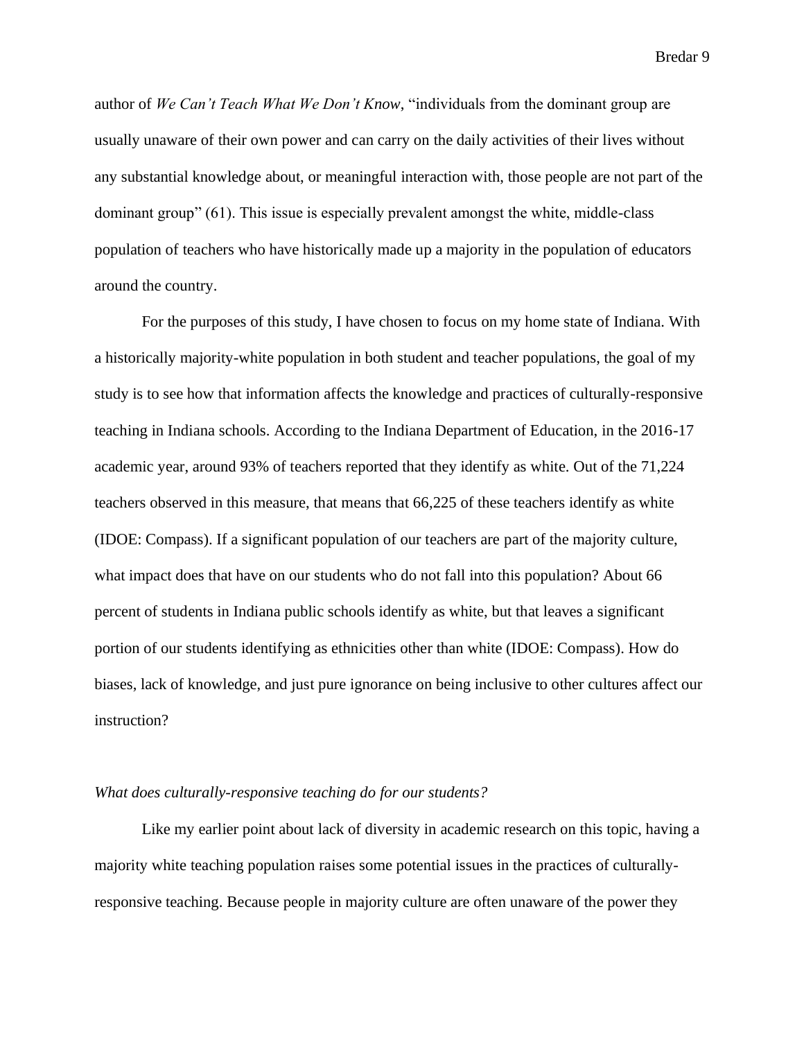author of *We Can't Teach What We Don't Know*, "individuals from the dominant group are usually unaware of their own power and can carry on the daily activities of their lives without any substantial knowledge about, or meaningful interaction with, those people are not part of the dominant group" (61). This issue is especially prevalent amongst the white, middle-class population of teachers who have historically made up a majority in the population of educators around the country.

For the purposes of this study, I have chosen to focus on my home state of Indiana. With a historically majority-white population in both student and teacher populations, the goal of my study is to see how that information affects the knowledge and practices of culturally-responsive teaching in Indiana schools. According to the Indiana Department of Education, in the 2016-17 academic year, around 93% of teachers reported that they identify as white. Out of the 71,224 teachers observed in this measure, that means that 66,225 of these teachers identify as white (IDOE: Compass). If a significant population of our teachers are part of the majority culture, what impact does that have on our students who do not fall into this population? About 66 percent of students in Indiana public schools identify as white, but that leaves a significant portion of our students identifying as ethnicities other than white (IDOE: Compass). How do biases, lack of knowledge, and just pure ignorance on being inclusive to other cultures affect our instruction?

*What does culturally-responsive teaching do for our students?*

Like my earlier point about lack of diversity in academic research on this topic, having a majority white teaching population raises some potential issues in the practices of culturally-responsive teaching. Because people in majority culture are often unaware of the power they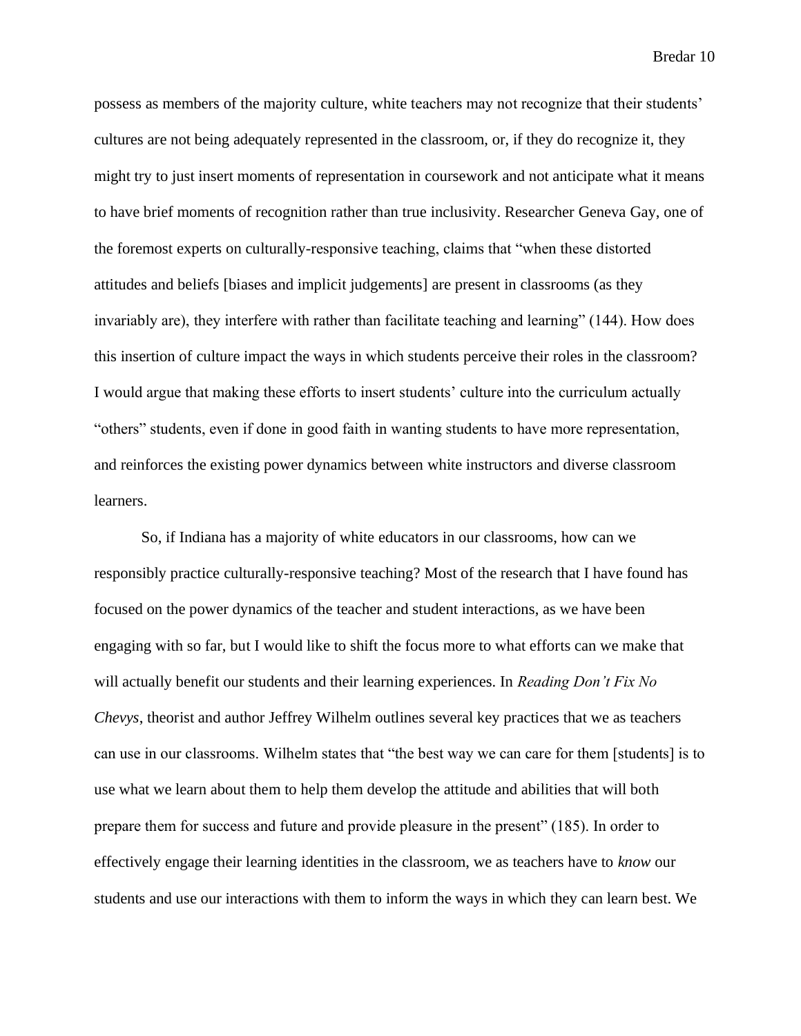possess as members of the majority culture, white teachers may not recognize that their students' cultures are not being adequately represented in the classroom, or, if they do recognize it, they might try to just insert moments of representation in coursework and not anticipate what it means to have brief moments of recognition rather than true inclusivity. Researcher Geneva Gay, one of the foremost experts on culturally-responsive teaching, claims that "when these distorted attitudes and beliefs [biases and implicit judgements] are present in classrooms (as they invariably are), they interfere with rather than facilitate teaching and learning" (144). How does this insertion of culture impact the ways in which students perceive their roles in the classroom? I would argue that making these efforts to insert students' culture into the curriculum actually "others" students, even if done in good faith in wanting students to have more representation, and reinforces the existing power dynamics between white instructors and diverse classroom learners.

So, if Indiana has a majority of white educators in our classrooms, how can we responsibly practice culturally-responsive teaching? Most of the research that I have found has focused on the power dynamics of the teacher and student interactions, as we have been engaging with so far, but I would like to shift the focus more to what efforts can we make that will actually benefit our students and their learning experiences. In *Reading Don't Fix No Chevys*, theorist and author Jeffrey Wilhelm outlines several key practices that we as teachers can use in our classrooms. Wilhelm states that "the best way we can care for them [students] is to use what we learn about them to help them develop the attitude and abilities that will both prepare them for success and future and provide pleasure in the present" (185). In order to effectively engage their learning identities in the classroom, we as teachers have to *know* our students and use our interactions with them to inform the ways in which they can learn best. We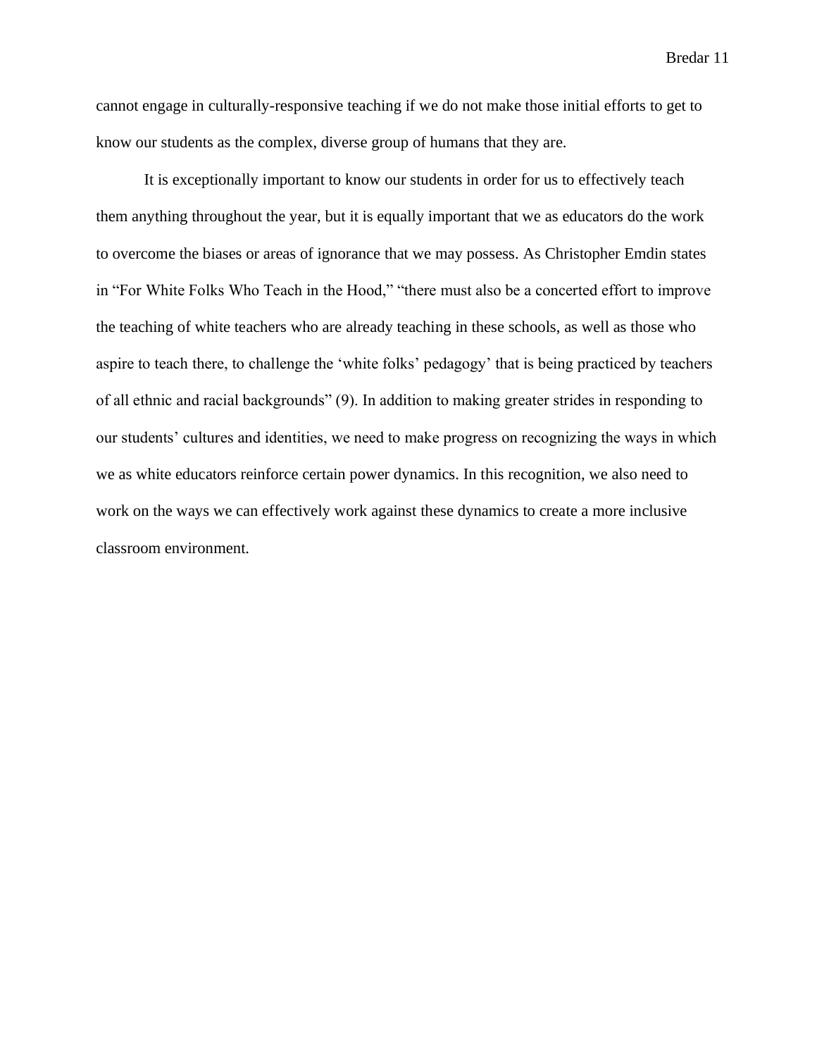cannot engage in culturally-responsive teaching if we do not make those initial efforts to get to know our students as the complex, diverse group of humans that they are.

It is exceptionally important to know our students in order for us to effectively teach them anything throughout the year, but it is equally important that we as educators do the work to overcome the biases or areas of ignorance that we may possess. As Christopher Emdin states in "For White Folks Who Teach in the Hood," "there must also be a concerted effort to improve the teaching of white teachers who are already teaching in these schools, as well as those who aspire to teach there, to challenge the 'white folks' pedagogy' that is being practiced by teachers of all ethnic and racial backgrounds" (9). In addition to making greater strides in responding to our students' cultures and identities, we need to make progress on recognizing the ways in which we as white educators reinforce certain power dynamics. In this recognition, we also need to work on the ways we can effectively work against these dynamics to create a more inclusive classroom environment.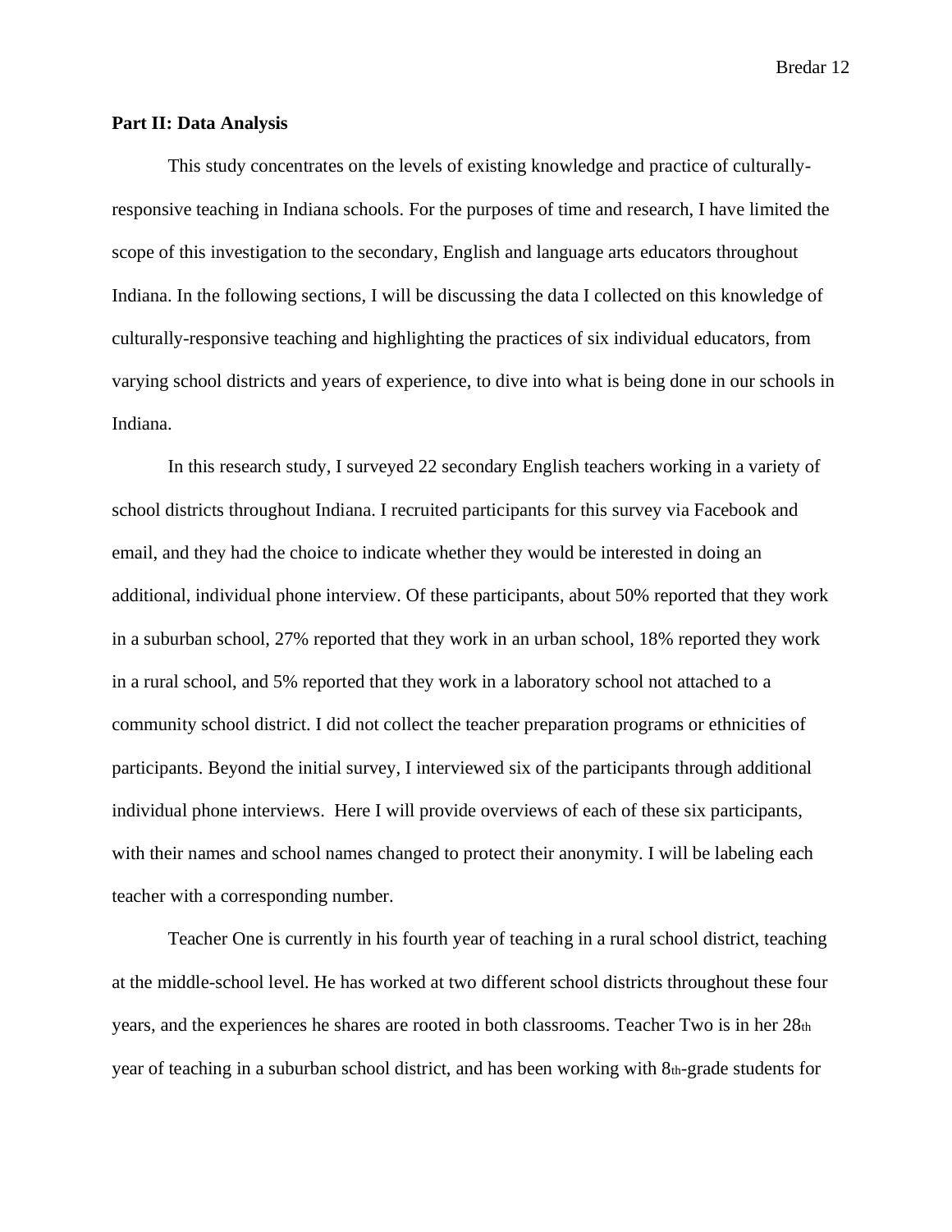**Part II: Data Analysis**

This study concentrates on the levels of existing knowledge and practice of culturally-responsive teaching in Indiana schools. For the purposes of time and research, I have limited the scope of this investigation to the secondary, English and language arts educators throughout Indiana. In the following sections, I will be discussing the data I collected on this knowledge of culturally-responsive teaching and highlighting the practices of six individual educators, from varying school districts and years of experience, to dive into what is being done in our schools in Indiana.

In this research study, I surveyed 22 secondary English teachers working in a variety of school districts throughout Indiana. I recruited participants for this survey via Facebook and email, and they had the choice to indicate whether they would be interested in doing an additional, individual phone interview. Of these participants, about 50% reported that they work in a suburban school, 27% reported that they work in an urban school, 18% reported they work in a rural school, and 5% reported that they work in a laboratory school not attached to a community school district. I did not collect the teacher preparation programs or ethnicities of participants. Beyond the initial survey, I interviewed six of the participants through additional individual phone interviews. Here I will provide overviews of each of these six participants, with their names and school names changed to protect their anonymity. I will be labeling each teacher with a corresponding number.

Teacher One is currently in his fourth year of teaching in a rural school district, teaching at the middle-school level. He has worked at two different school districts throughout these four years, and the experiences he shares are rooted in both classrooms. Teacher Two is in her 28th year of teaching in a suburban school district, and has been working with 8th-grade students for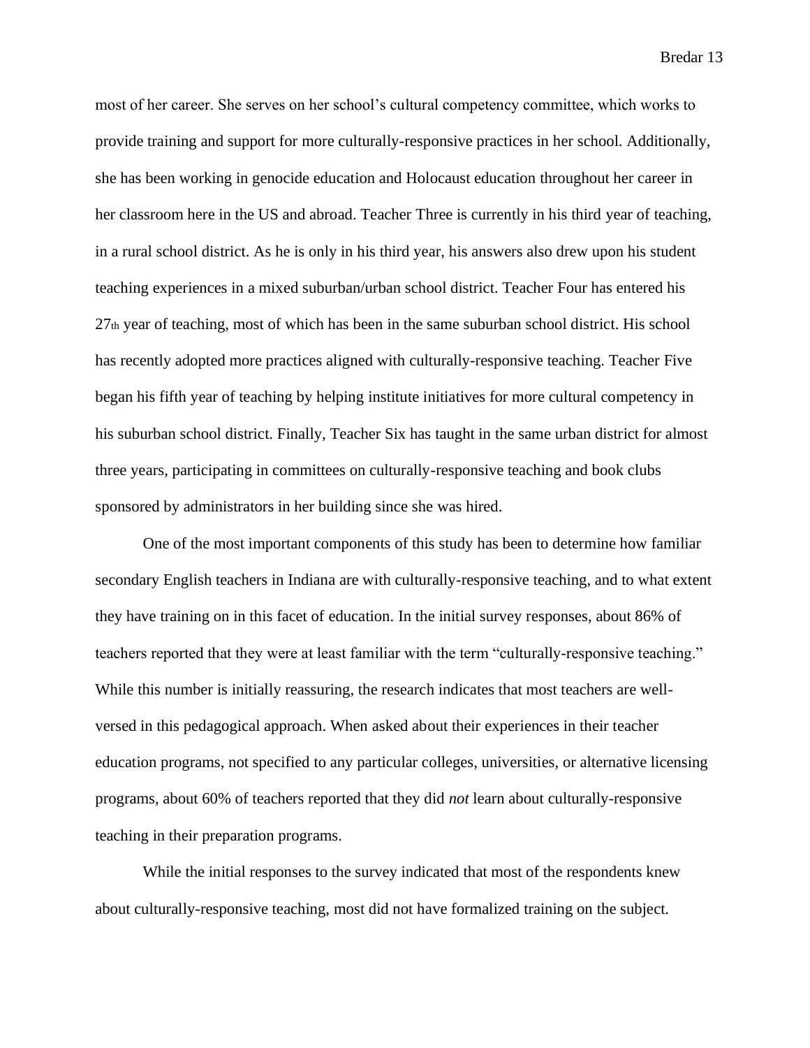most of her career. She serves on her school's cultural competency committee, which works to provide training and support for more culturally-responsive practices in her school. Additionally, she has been working in genocide education and Holocaust education throughout her career in her classroom here in the US and abroad. Teacher Three is currently in his third year of teaching, in a rural school district. As he is only in his third year, his answers also drew upon his student teaching experiences in a mixed suburban/urban school district. Teacher Four has entered his 27th year of teaching, most of which has been in the same suburban school district. His school has recently adopted more practices aligned with culturally-responsive teaching. Teacher Five began his fifth year of teaching by helping institute initiatives for more cultural competency in his suburban school district. Finally, Teacher Six has taught in the same urban district for almost three years, participating in committees on culturally-responsive teaching and book clubs sponsored by administrators in her building since she was hired.

One of the most important components of this study has been to determine how familiar secondary English teachers in Indiana are with culturally-responsive teaching, and to what extent they have training on in this facet of education. In the initial survey responses, about 86% of teachers reported that they were at least familiar with the term "culturally-responsive teaching." While this number is initially reassuring, the research indicates that most teachers are well-versed in this pedagogical approach. When asked about their experiences in their teacher education programs, not specified to any particular colleges, universities, or alternative licensing programs, about 60% of teachers reported that they did *not* learn about culturally-responsive teaching in their preparation programs.

While the initial responses to the survey indicated that most of the respondents knew about culturally-responsive teaching, most did not have formalized training on the subject.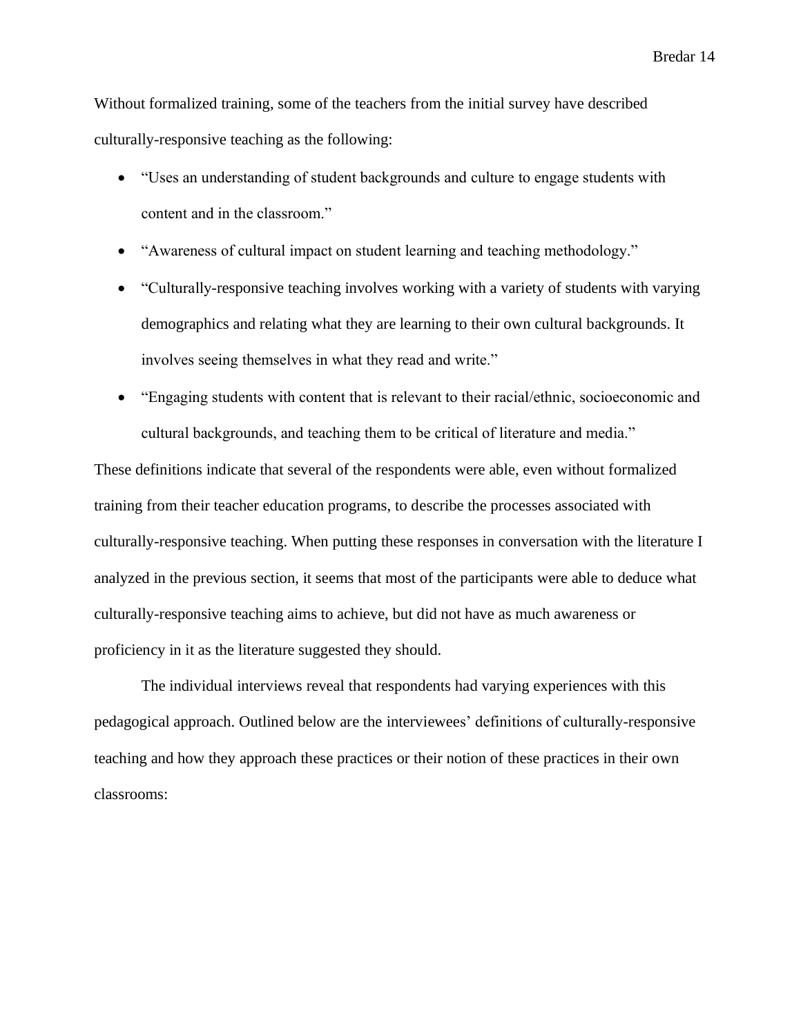Without formalized training, some of the teachers from the initial survey have described culturally-responsive teaching as the following:

- "Uses an understanding of student backgrounds and culture to engage students with content and in the classroom."
- "Awareness of cultural impact on student learning and teaching methodology."
- "Culturally-responsive teaching involves working with a variety of students with varying demographics and relating what they are learning to their own cultural backgrounds. It involves seeing themselves in what they read and write."
- "Engaging students with content that is relevant to their racial/ethnic, socioeconomic and cultural backgrounds, and teaching them to be critical of literature and media."

These definitions indicate that several of the respondents were able, even without formalized training from their teacher education programs, to describe the processes associated with culturally-responsive teaching. When putting these responses in conversation with the literature I analyzed in the previous section, it seems that most of the participants were able to deduce what culturally-responsive teaching aims to achieve, but did not have as much awareness or proficiency in it as the literature suggested they should.

The individual interviews reveal that respondents had varying experiences with this pedagogical approach. Outlined below are the interviewees' definitions of culturally-responsive teaching and how they approach these practices or their notion of these practices in their own classrooms: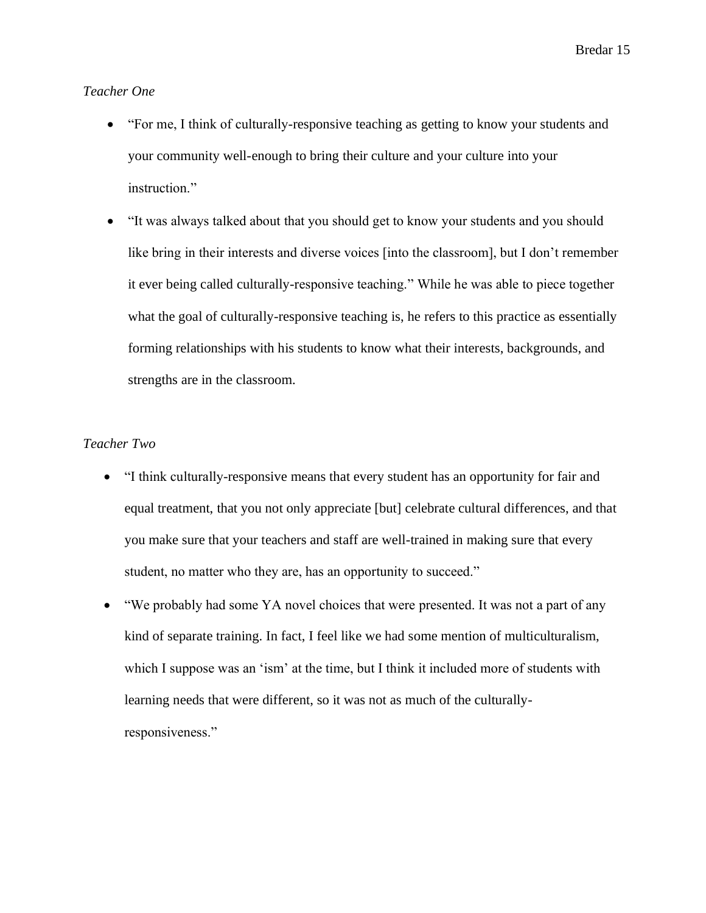*Teacher One*

- "For me, I think of culturally-responsive teaching as getting to know your students and your community well-enough to bring their culture and your culture into your instruction."
- "It was always talked about that you should get to know your students and you should like bring in their interests and diverse voices [into the classroom], but I don't remember it ever being called culturally-responsive teaching." While he was able to piece together what the goal of culturally-responsive teaching is, he refers to this practice as essentially forming relationships with his students to know what their interests, backgrounds, and strengths are in the classroom.

*Teacher Two*

- "I think culturally-responsive means that every student has an opportunity for fair and equal treatment, that you not only appreciate [but] celebrate cultural differences, and that you make sure that your teachers and staff are well-trained in making sure that every student, no matter who they are, has an opportunity to succeed."
- "We probably had some YA novel choices that were presented. It was not a part of any kind of separate training. In fact, I feel like we had some mention of multiculturalism, which I suppose was an 'ism' at the time, but I think it included more of students with learning needs that were different, so it was not as much of the culturally-responsiveness."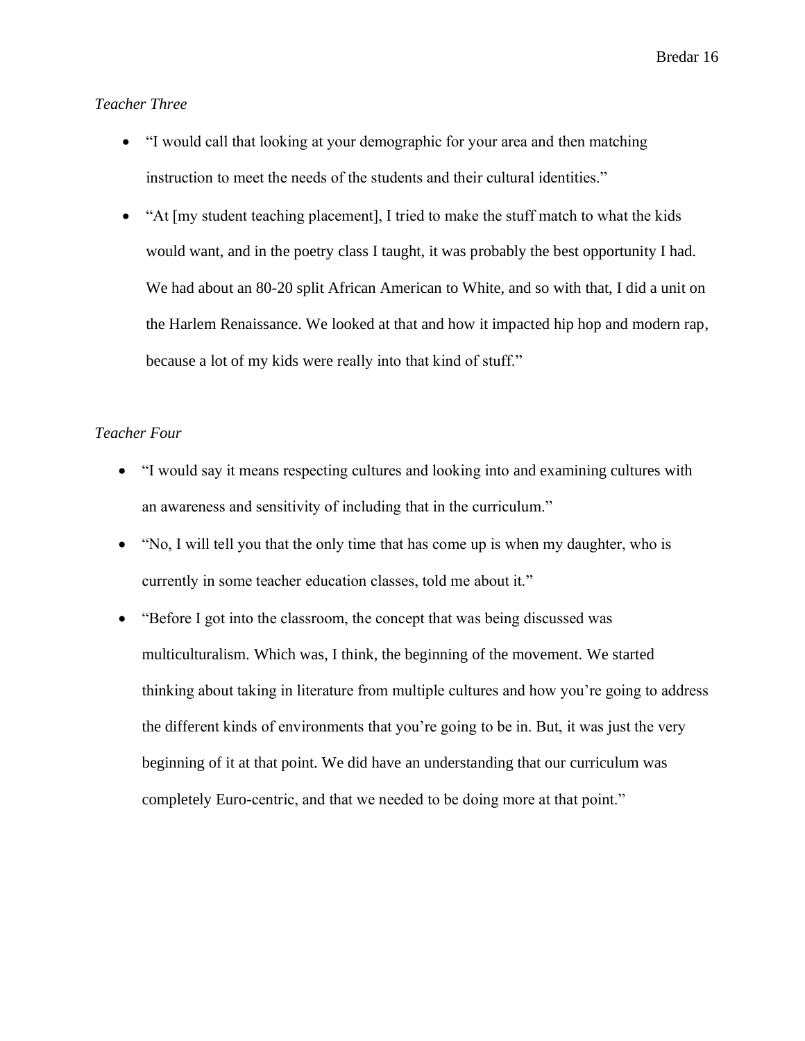*Teacher Three*

- "I would call that looking at your demographic for your area and then matching instruction to meet the needs of the students and their cultural identities."
- "At [my student teaching placement], I tried to make the stuff match to what the kids would want, and in the poetry class I taught, it was probably the best opportunity I had. We had about an 80-20 split African American to White, and so with that, I did a unit on the Harlem Renaissance. We looked at that and how it impacted hip hop and modern rap, because a lot of my kids were really into that kind of stuff."

*Teacher Four*

- "I would say it means respecting cultures and looking into and examining cultures with an awareness and sensitivity of including that in the curriculum."
- "No, I will tell you that the only time that has come up is when my daughter, who is currently in some teacher education classes, told me about it."
- "Before I got into the classroom, the concept that was being discussed was multiculturalism. Which was, I think, the beginning of the movement. We started thinking about taking in literature from multiple cultures and how you're going to address the different kinds of environments that you're going to be in. But, it was just the very beginning of it at that point. We did have an understanding that our curriculum was completely Euro-centric, and that we needed to be doing more at that point."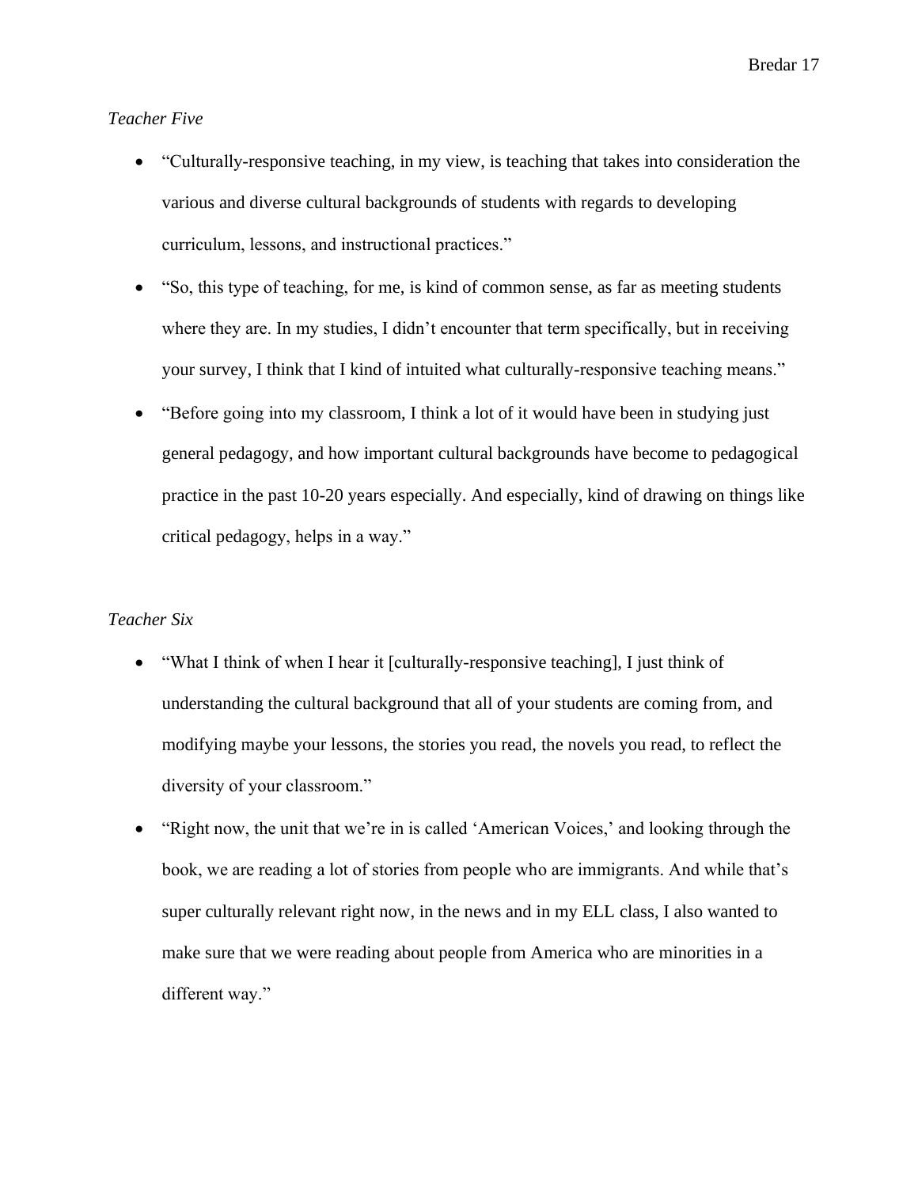*Teacher Five*

- "Culturally-responsive teaching, in my view, is teaching that takes into consideration the various and diverse cultural backgrounds of students with regards to developing curriculum, lessons, and instructional practices."
- "So, this type of teaching, for me, is kind of common sense, as far as meeting students where they are. In my studies, I didn't encounter that term specifically, but in receiving your survey, I think that I kind of intuited what culturally-responsive teaching means."
- "Before going into my classroom, I think a lot of it would have been in studying just general pedagogy, and how important cultural backgrounds have become to pedagogical practice in the past 10-20 years especially. And especially, kind of drawing on things like critical pedagogy, helps in a way."

*Teacher Six*

- "What I think of when I hear it [culturally-responsive teaching], I just think of understanding the cultural background that all of your students are coming from, and modifying maybe your lessons, the stories you read, the novels you read, to reflect the diversity of your classroom."
- "Right now, the unit that we're in is called 'American Voices,' and looking through the book, we are reading a lot of stories from people who are immigrants. And while that's super culturally relevant right now, in the news and in my ELL class, I also wanted to make sure that we were reading about people from America who are minorities in a different way."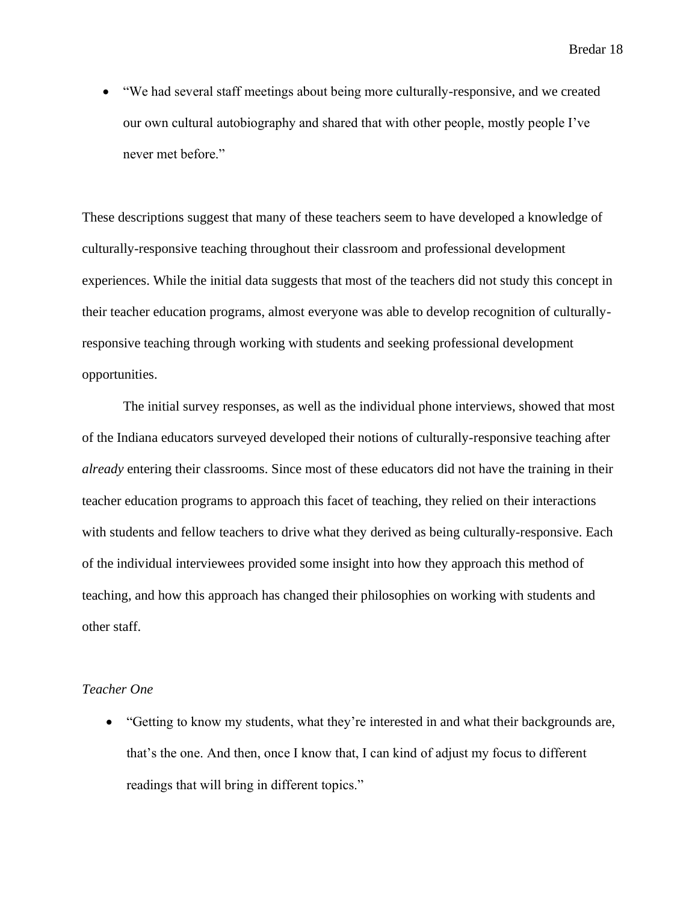- "We had several staff meetings about being more culturally-responsive, and we created our own cultural autobiography and shared that with other people, mostly people I've never met before."

These descriptions suggest that many of these teachers seem to have developed a knowledge of culturally-responsive teaching throughout their classroom and professional development experiences. While the initial data suggests that most of the teachers did not study this concept in their teacher education programs, almost everyone was able to develop recognition of culturally-responsive teaching through working with students and seeking professional development opportunities.

The initial survey responses, as well as the individual phone interviews, showed that most of the Indiana educators surveyed developed their notions of culturally-responsive teaching after *already* entering their classrooms. Since most of these educators did not have the training in their teacher education programs to approach this facet of teaching, they relied on their interactions with students and fellow teachers to drive what they derived as being culturally-responsive. Each of the individual interviewees provided some insight into how they approach this method of teaching, and how this approach has changed their philosophies on working with students and other staff.

*Teacher One*

- "Getting to know my students, what they're interested in and what their backgrounds are, that's the one. And then, once I know that, I can kind of adjust my focus to different readings that will bring in different topics."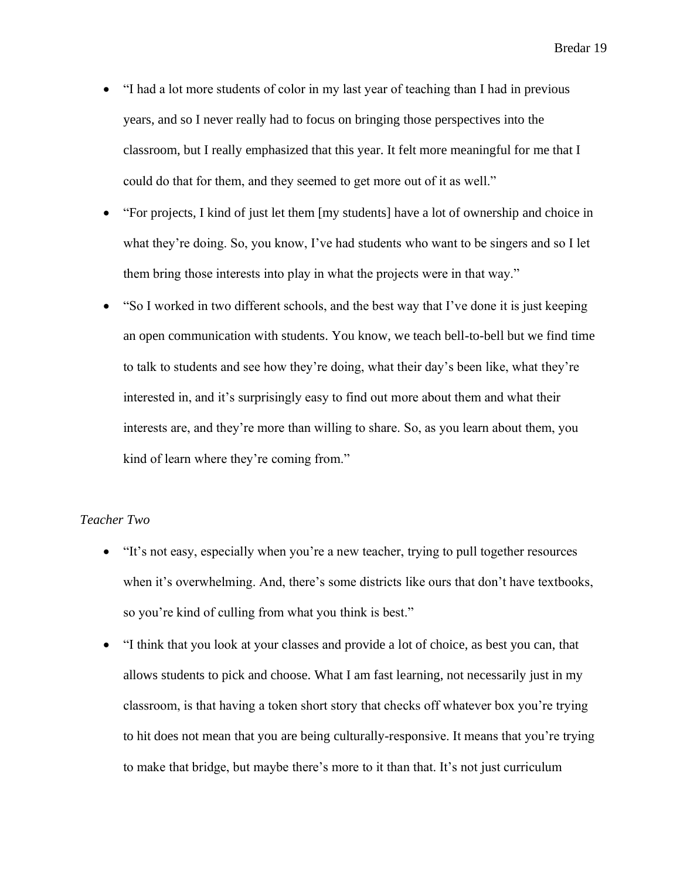- "I had a lot more students of color in my last year of teaching than I had in previous years, and so I never really had to focus on bringing those perspectives into the classroom, but I really emphasized that this year. It felt more meaningful for me that I could do that for them, and they seemed to get more out of it as well."
- "For projects, I kind of just let them [my students] have a lot of ownership and choice in what they're doing. So, you know, I've had students who want to be singers and so I let them bring those interests into play in what the projects were in that way."
- "So I worked in two different schools, and the best way that I've done it is just keeping an open communication with students. You know, we teach bell-to-bell but we find time to talk to students and see how they're doing, what their day's been like, what they're interested in, and it's surprisingly easy to find out more about them and what their interests are, and they're more than willing to share. So, as you learn about them, you kind of learn where they're coming from."

*Teacher Two*

- "It's not easy, especially when you're a new teacher, trying to pull together resources when it's overwhelming. And, there's some districts like ours that don't have textbooks, so you're kind of culling from what you think is best."
- "I think that you look at your classes and provide a lot of choice, as best you can, that allows students to pick and choose. What I am fast learning, not necessarily just in my classroom, is that having a token short story that checks off whatever box you're trying to hit does not mean that you are being culturally-responsive. It means that you're trying to make that bridge, but maybe there's more to it than that. It's not just curriculum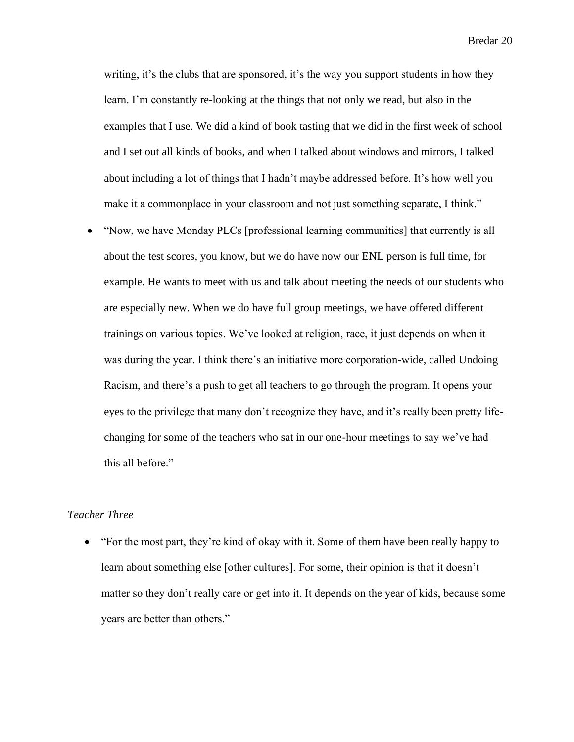writing, it's the clubs that are sponsored, it's the way you support students in how they learn. I'm constantly re-looking at the things that not only we read, but also in the examples that I use. We did a kind of book tasting that we did in the first week of school and I set out all kinds of books, and when I talked about windows and mirrors, I talked about including a lot of things that I hadn't maybe addressed before. It's how well you make it a commonplace in your classroom and not just something separate, I think."

- "Now, we have Monday PLCs [professional learning communities] that currently is all about the test scores, you know, but we do have now our ENL person is full time, for example. He wants to meet with us and talk about meeting the needs of our students who are especially new. When we do have full group meetings, we have offered different trainings on various topics. We've looked at religion, race, it just depends on when it was during the year. I think there's an initiative more corporation-wide, called Undoing Racism, and there's a push to get all teachers to go through the program. It opens your eyes to the privilege that many don't recognize they have, and it's really been pretty life-changing for some of the teachers who sat in our one-hour meetings to say we've had this all before."

*Teacher Three*

- "For the most part, they're kind of okay with it. Some of them have been really happy to learn about something else [other cultures]. For some, their opinion is that it doesn't matter so they don't really care or get into it. It depends on the year of kids, because some years are better than others."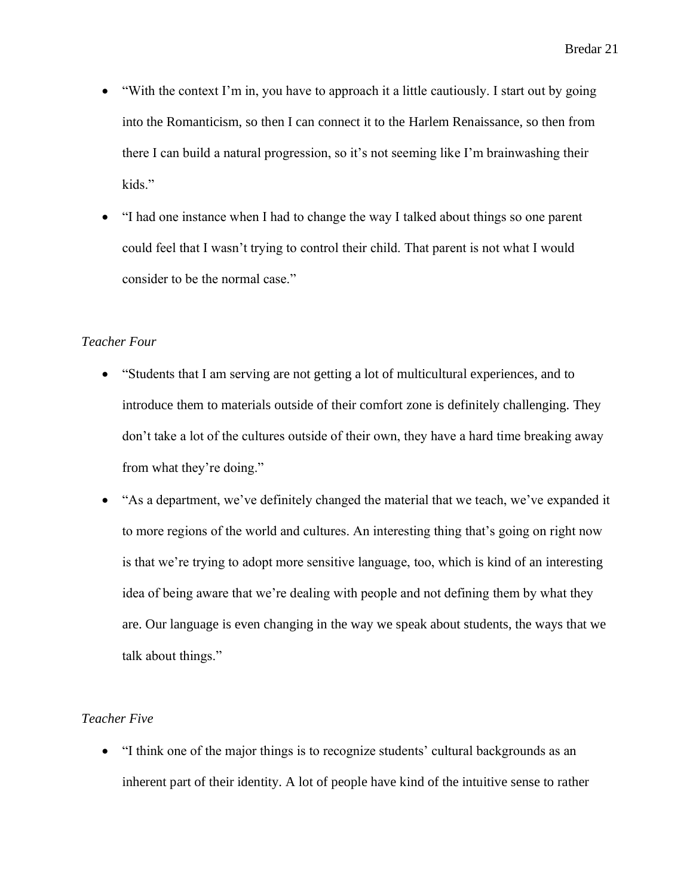- "With the context I'm in, you have to approach it a little cautiously. I start out by going into the Romanticism, so then I can connect it to the Harlem Renaissance, so then from there I can build a natural progression, so it's not seeming like I'm brainwashing their kids."
- "I had one instance when I had to change the way I talked about things so one parent could feel that I wasn't trying to control their child. That parent is not what I would consider to be the normal case."

*Teacher Four*

- "Students that I am serving are not getting a lot of multicultural experiences, and to introduce them to materials outside of their comfort zone is definitely challenging. They don't take a lot of the cultures outside of their own, they have a hard time breaking away from what they're doing."
- "As a department, we've definitely changed the material that we teach, we've expanded it to more regions of the world and cultures. An interesting thing that's going on right now is that we're trying to adopt more sensitive language, too, which is kind of an interesting idea of being aware that we're dealing with people and not defining them by what they are. Our language is even changing in the way we speak about students, the ways that we talk about things."

*Teacher Five*

- "I think one of the major things is to recognize students' cultural backgrounds as an inherent part of their identity. A lot of people have kind of the intuitive sense to rather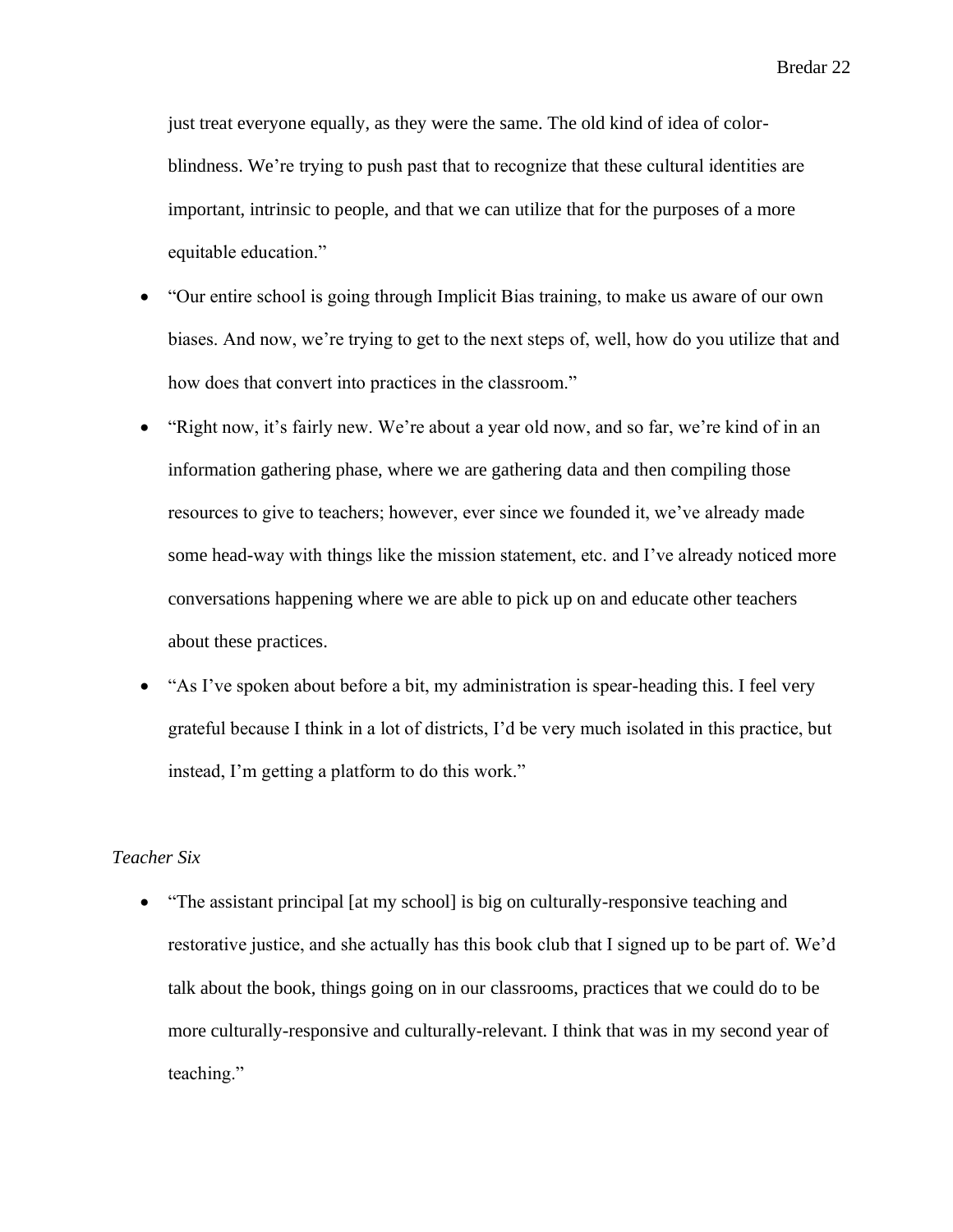just treat everyone equally, as they were the same. The old kind of idea of color-blindness. We're trying to push past that to recognize that these cultural identities are important, intrinsic to people, and that we can utilize that for the purposes of a more equitable education."

- "Our entire school is going through Implicit Bias training, to make us aware of our own biases. And now, we're trying to get to the next steps of, well, how do you utilize that and how does that convert into practices in the classroom."
- "Right now, it's fairly new. We're about a year old now, and so far, we're kind of in an information gathering phase, where we are gathering data and then compiling those resources to give to teachers; however, ever since we founded it, we've already made some head-way with things like the mission statement, etc. and I've already noticed more conversations happening where we are able to pick up on and educate other teachers about these practices.
- "As I've spoken about before a bit, my administration is spear-heading this. I feel very grateful because I think in a lot of districts, I'd be very much isolated in this practice, but instead, I'm getting a platform to do this work."

*Teacher Six*

- "The assistant principal [at my school] is big on culturally-responsive teaching and restorative justice, and she actually has this book club that I signed up to be part of. We'd talk about the book, things going on in our classrooms, practices that we could do to be more culturally-responsive and culturally-relevant. I think that was in my second year of teaching."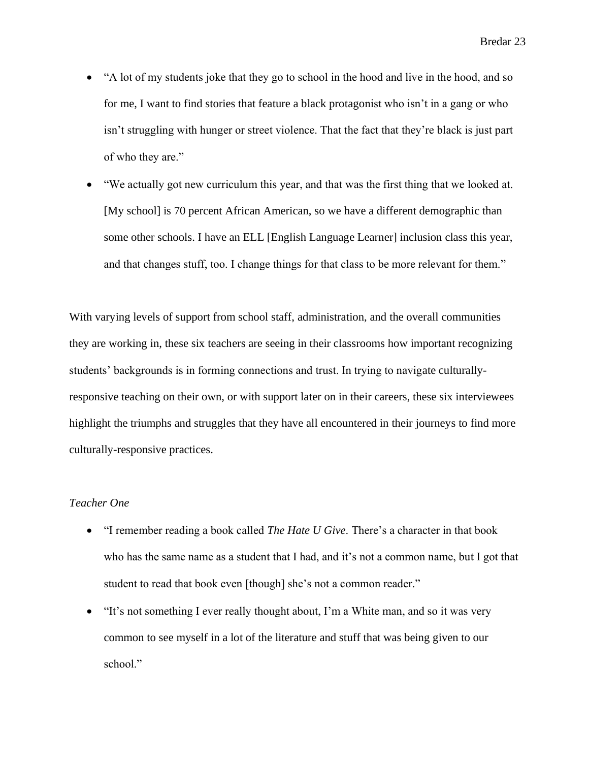- "A lot of my students joke that they go to school in the hood and live in the hood, and so for me, I want to find stories that feature a black protagonist who isn't in a gang or who isn't struggling with hunger or street violence. That the fact that they're black is just part of who they are."
- "We actually got new curriculum this year, and that was the first thing that we looked at. [My school] is 70 percent African American, so we have a different demographic than some other schools. I have an ELL [English Language Learner] inclusion class this year, and that changes stuff, too. I change things for that class to be more relevant for them."

With varying levels of support from school staff, administration, and the overall communities they are working in, these six teachers are seeing in their classrooms how important recognizing students' backgrounds is in forming connections and trust. In trying to navigate culturally-responsive teaching on their own, or with support later on in their careers, these six interviewees highlight the triumphs and struggles that they have all encountered in their journeys to find more culturally-responsive practices.

*Teacher One*

- "I remember reading a book called *The Hate U Give*. There's a character in that book who has the same name as a student that I had, and it's not a common name, but I got that student to read that book even [though] she's not a common reader."
- "It's not something I ever really thought about, I'm a White man, and so it was very common to see myself in a lot of the literature and stuff that was being given to our school."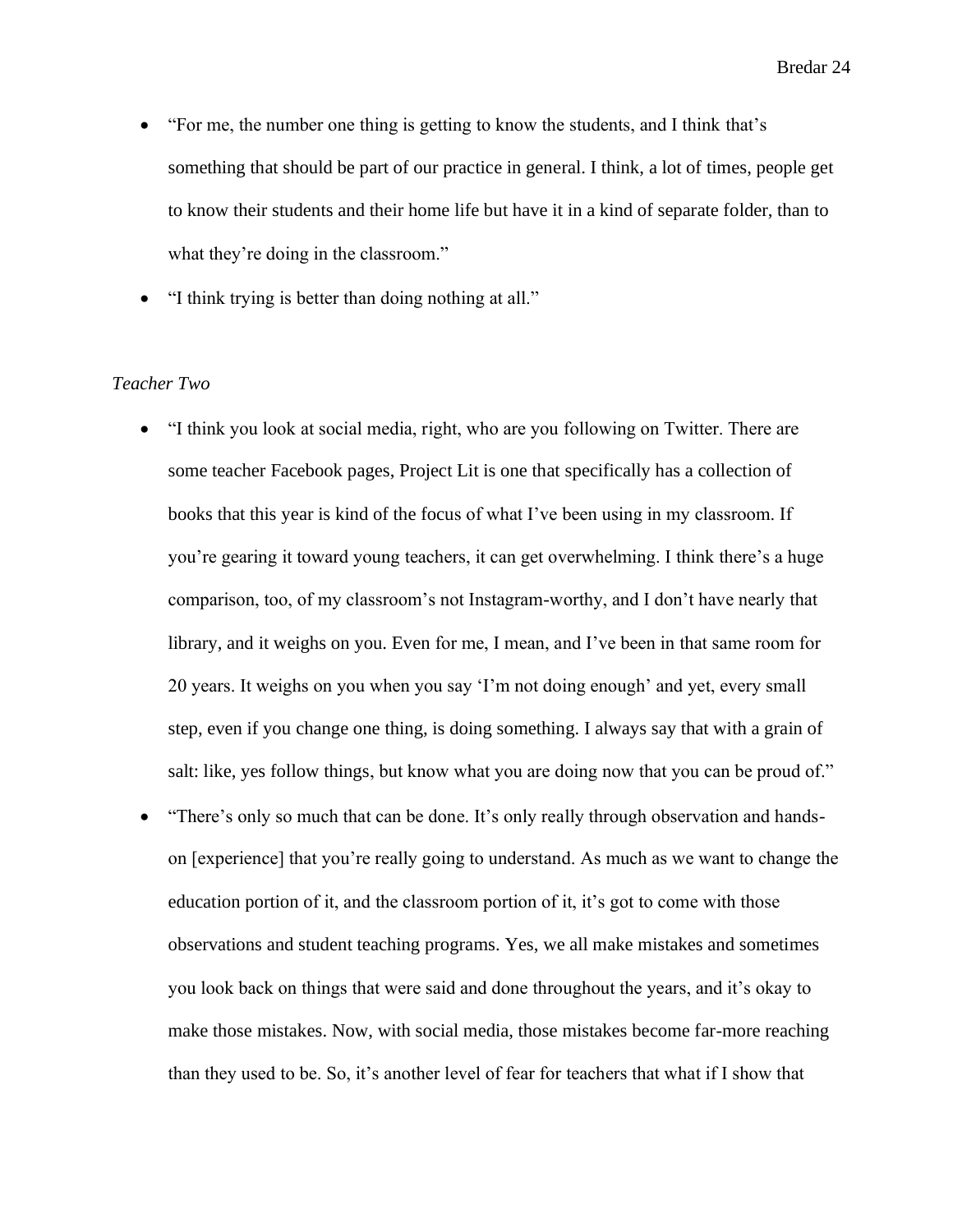- "For me, the number one thing is getting to know the students, and I think that's something that should be part of our practice in general. I think, a lot of times, people get to know their students and their home life but have it in a kind of separate folder, than to what they're doing in the classroom."
- "I think trying is better than doing nothing at all."

*Teacher Two*

- "I think you look at social media, right, who are you following on Twitter. There are some teacher Facebook pages, Project Lit is one that specifically has a collection of books that this year is kind of the focus of what I've been using in my classroom. If you're gearing it toward young teachers, it can get overwhelming. I think there's a huge comparison, too, of my classroom's not Instagram-worthy, and I don't have nearly that library, and it weighs on you. Even for me, I mean, and I've been in that same room for 20 years. It weighs on you when you say 'I'm not doing enough' and yet, every small step, even if you change one thing, is doing something. I always say that with a grain of salt: like, yes follow things, but know what you are doing now that you can be proud of."
- "There's only so much that can be done. It's only really through observation and hands-on [experience] that you're really going to understand. As much as we want to change the education portion of it, and the classroom portion of it, it's got to come with those observations and student teaching programs. Yes, we all make mistakes and sometimes you look back on things that were said and done throughout the years, and it's okay to make those mistakes. Now, with social media, those mistakes become far-more reaching than they used to be. So, it's another level of fear for teachers that what if I show that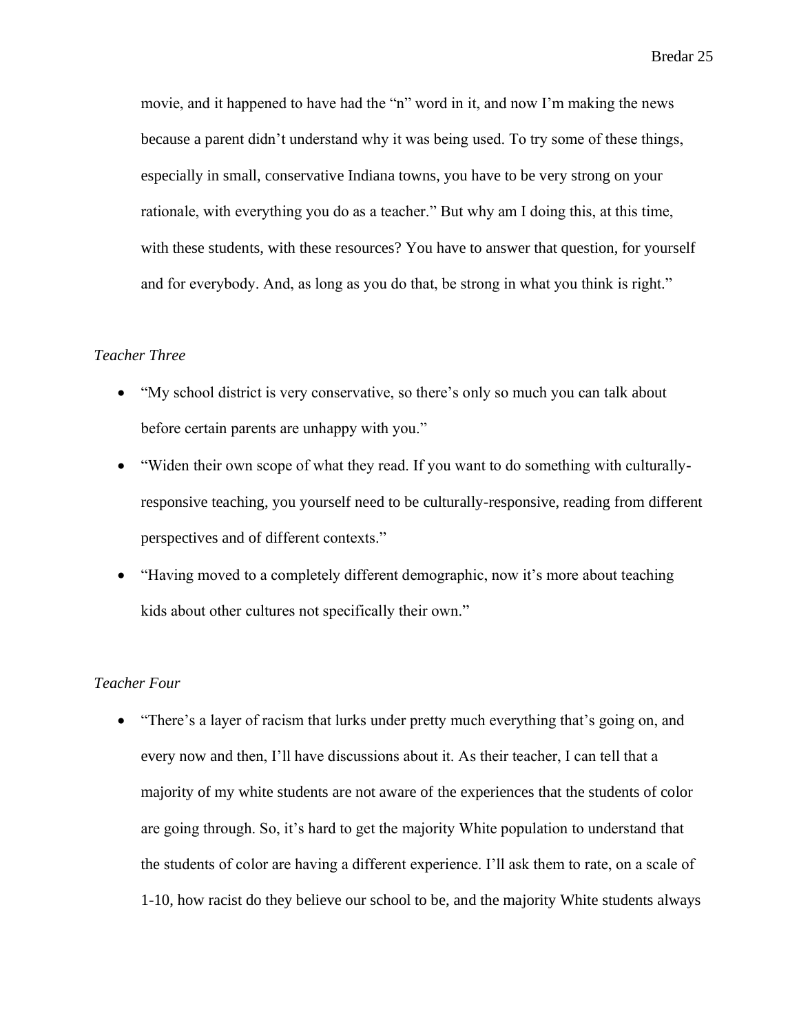movie, and it happened to have had the "n" word in it, and now I'm making the news because a parent didn't understand why it was being used. To try some of these things, especially in small, conservative Indiana towns, you have to be very strong on your rationale, with everything you do as a teacher." But why am I doing this, at this time, with these students, with these resources? You have to answer that question, for yourself and for everybody. And, as long as you do that, be strong in what you think is right."

*Teacher Three*

- "My school district is very conservative, so there's only so much you can talk about before certain parents are unhappy with you."
- "Widen their own scope of what they read. If you want to do something with culturally-responsive teaching, you yourself need to be culturally-responsive, reading from different perspectives and of different contexts."
- "Having moved to a completely different demographic, now it's more about teaching kids about other cultures not specifically their own."

*Teacher Four*

- "There's a layer of racism that lurks under pretty much everything that's going on, and every now and then, I'll have discussions about it. As their teacher, I can tell that a majority of my white students are not aware of the experiences that the students of color are going through. So, it's hard to get the majority White population to understand that the students of color are having a different experience. I'll ask them to rate, on a scale of 1-10, how racist do they believe our school to be, and the majority White students always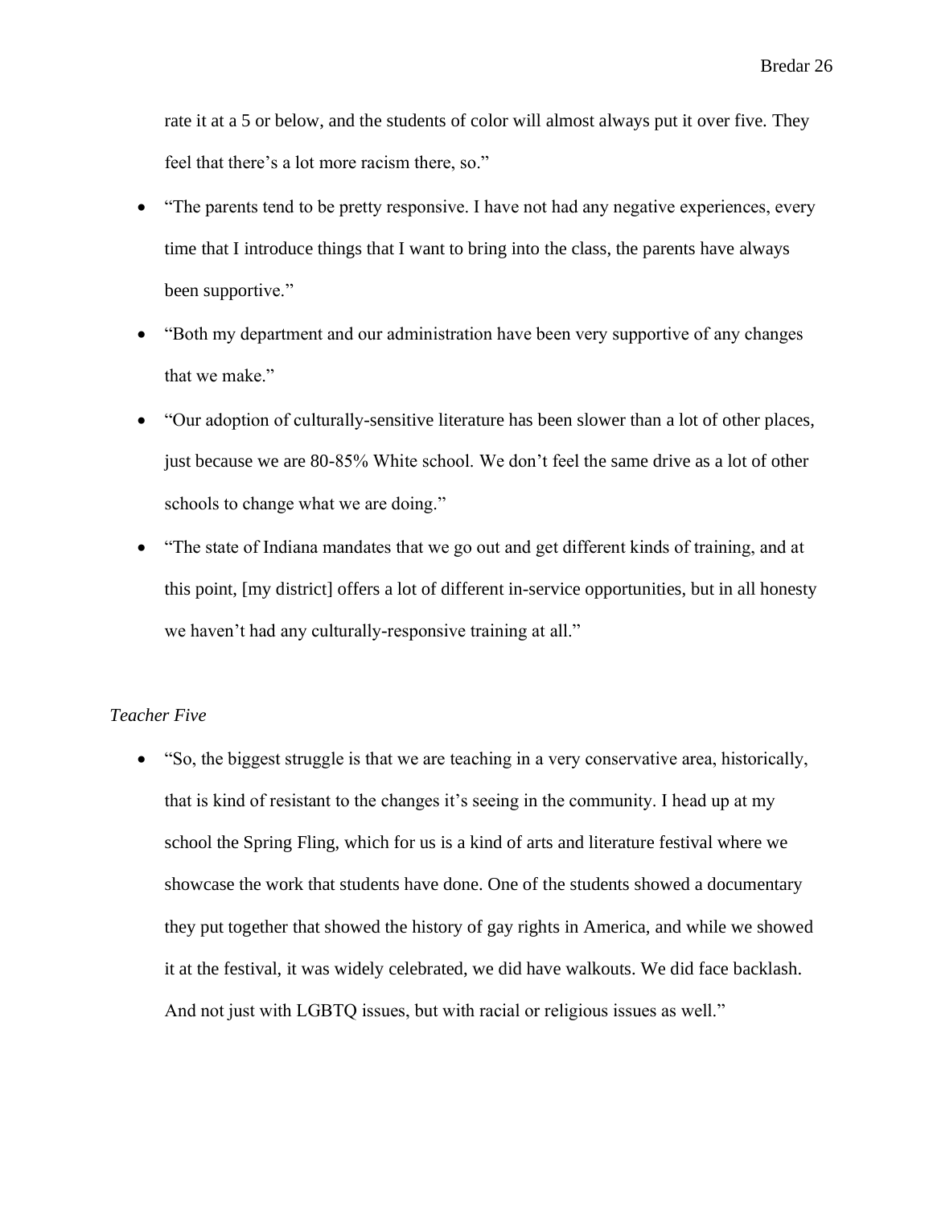rate it at a 5 or below, and the students of color will almost always put it over five. They feel that there's a lot more racism there, so."

- "The parents tend to be pretty responsive. I have not had any negative experiences, every time that I introduce things that I want to bring into the class, the parents have always been supportive."
- "Both my department and our administration have been very supportive of any changes that we make."
- "Our adoption of culturally-sensitive literature has been slower than a lot of other places, just because we are 80-85% White school. We don't feel the same drive as a lot of other schools to change what we are doing."
- "The state of Indiana mandates that we go out and get different kinds of training, and at this point, [my district] offers a lot of different in-service opportunities, but in all honesty we haven't had any culturally-responsive training at all."

*Teacher Five*

- "So, the biggest struggle is that we are teaching in a very conservative area, historically, that is kind of resistant to the changes it's seeing in the community. I head up at my school the Spring Fling, which for us is a kind of arts and literature festival where we showcase the work that students have done. One of the students showed a documentary they put together that showed the history of gay rights in America, and while we showed it at the festival, it was widely celebrated, we did have walkouts. We did face backlash. And not just with LGBTQ issues, but with racial or religious issues as well."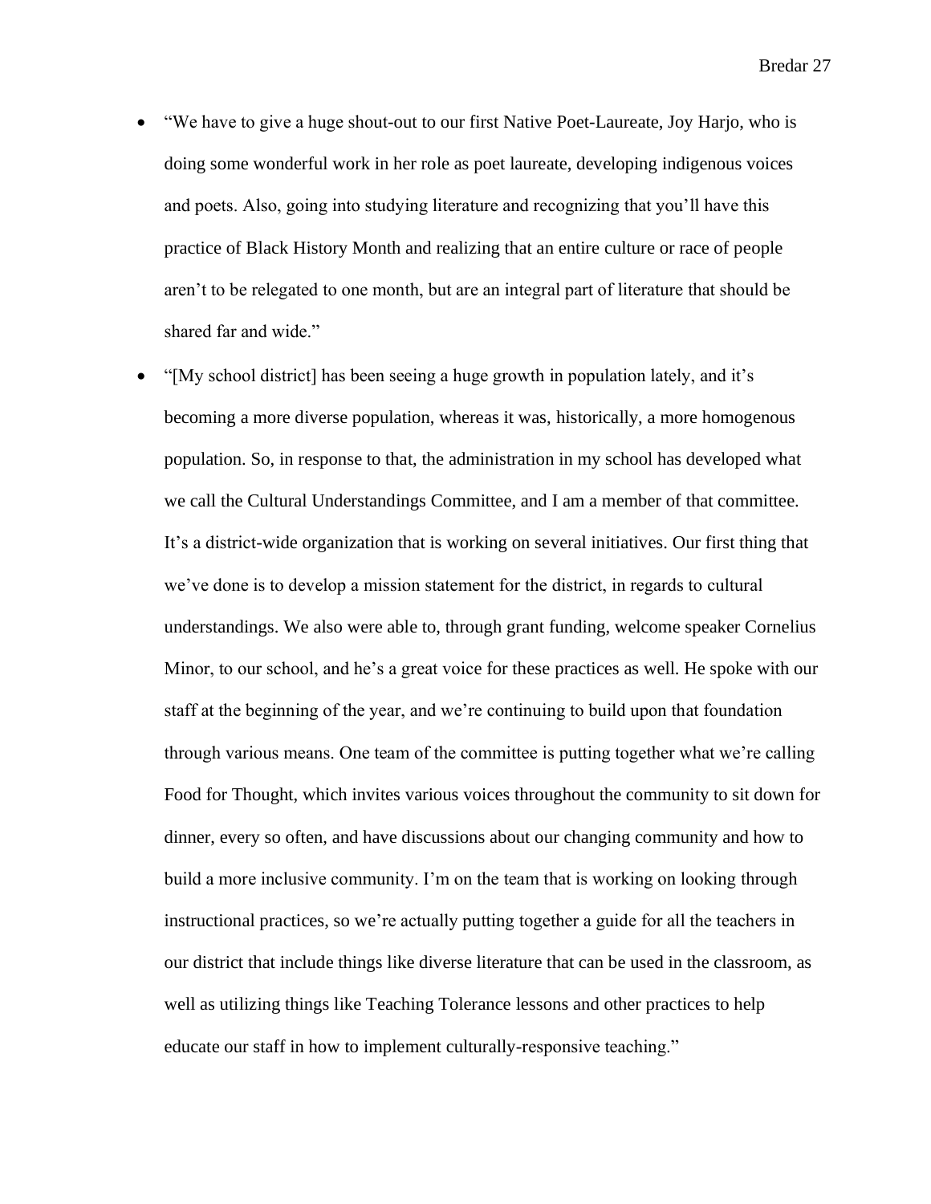- "We have to give a huge shout-out to our first Native Poet-Laureate, Joy Harjo, who is doing some wonderful work in her role as poet laureate, developing indigenous voices and poets. Also, going into studying literature and recognizing that you'll have this practice of Black History Month and realizing that an entire culture or race of people aren't to be relegated to one month, but are an integral part of literature that should be shared far and wide."
- "[My school district] has been seeing a huge growth in population lately, and it's becoming a more diverse population, whereas it was, historically, a more homogenous population. So, in response to that, the administration in my school has developed what we call the Cultural Understandings Committee, and I am a member of that committee. It's a district-wide organization that is working on several initiatives. Our first thing that we've done is to develop a mission statement for the district, in regards to cultural understandings. We also were able to, through grant funding, welcome speaker Cornelius Minor, to our school, and he's a great voice for these practices as well. He spoke with our staff at the beginning of the year, and we're continuing to build upon that foundation through various means. One team of the committee is putting together what we're calling Food for Thought, which invites various voices throughout the community to sit down for dinner, every so often, and have discussions about our changing community and how to build a more inclusive community. I'm on the team that is working on looking through instructional practices, so we're actually putting together a guide for all the teachers in our district that include things like diverse literature that can be used in the classroom, as well as utilizing things like Teaching Tolerance lessons and other practices to help educate our staff in how to implement culturally-responsive teaching."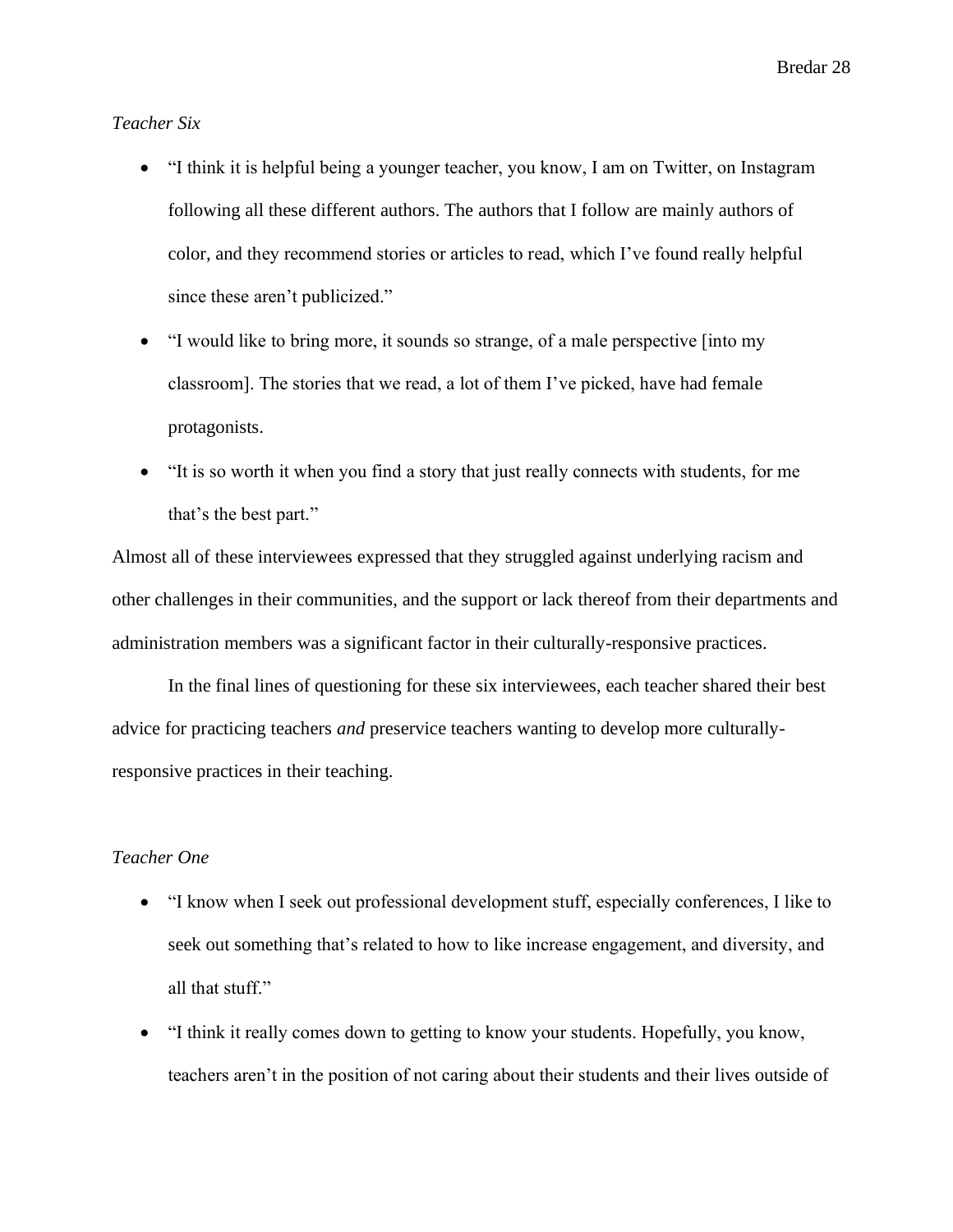*Teacher Six*

- "I think it is helpful being a younger teacher, you know, I am on Twitter, on Instagram following all these different authors. The authors that I follow are mainly authors of color, and they recommend stories or articles to read, which I've found really helpful since these aren't publicized."
- "I would like to bring more, it sounds so strange, of a male perspective [into my classroom]. The stories that we read, a lot of them I've picked, have had female protagonists.
- "It is so worth it when you find a story that just really connects with students, for me that's the best part."

Almost all of these interviewees expressed that they struggled against underlying racism and other challenges in their communities, and the support or lack thereof from their departments and administration members was a significant factor in their culturally-responsive practices.

In the final lines of questioning for these six interviewees, each teacher shared their best advice for practicing teachers *and* preservice teachers wanting to develop more culturally-responsive practices in their teaching.

*Teacher One*

- "I know when I seek out professional development stuff, especially conferences, I like to seek out something that's related to how to like increase engagement, and diversity, and all that stuff."
- "I think it really comes down to getting to know your students. Hopefully, you know, teachers aren't in the position of not caring about their students and their lives outside of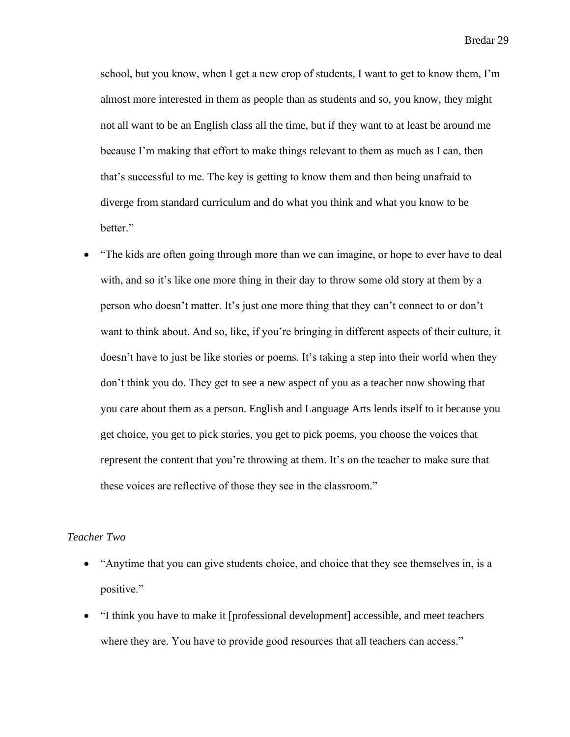school, but you know, when I get a new crop of students, I want to get to know them, I'm almost more interested in them as people than as students and so, you know, they might not all want to be an English class all the time, but if they want to at least be around me because I'm making that effort to make things relevant to them as much as I can, then that's successful to me. The key is getting to know them and then being unafraid to diverge from standard curriculum and do what you think and what you know to be better."

- "The kids are often going through more than we can imagine, or hope to ever have to deal with, and so it's like one more thing in their day to throw some old story at them by a person who doesn't matter. It's just one more thing that they can't connect to or don't want to think about. And so, like, if you're bringing in different aspects of their culture, it doesn't have to just be like stories or poems. It's taking a step into their world when they don't think you do. They get to see a new aspect of you as a teacher now showing that you care about them as a person. English and Language Arts lends itself to it because you get choice, you get to pick stories, you get to pick poems, you choose the voices that represent the content that you're throwing at them. It's on the teacher to make sure that these voices are reflective of those they see in the classroom."

*Teacher Two*

- "Anytime that you can give students choice, and choice that they see themselves in, is a positive."
- "I think you have to make it [professional development] accessible, and meet teachers where they are. You have to provide good resources that all teachers can access."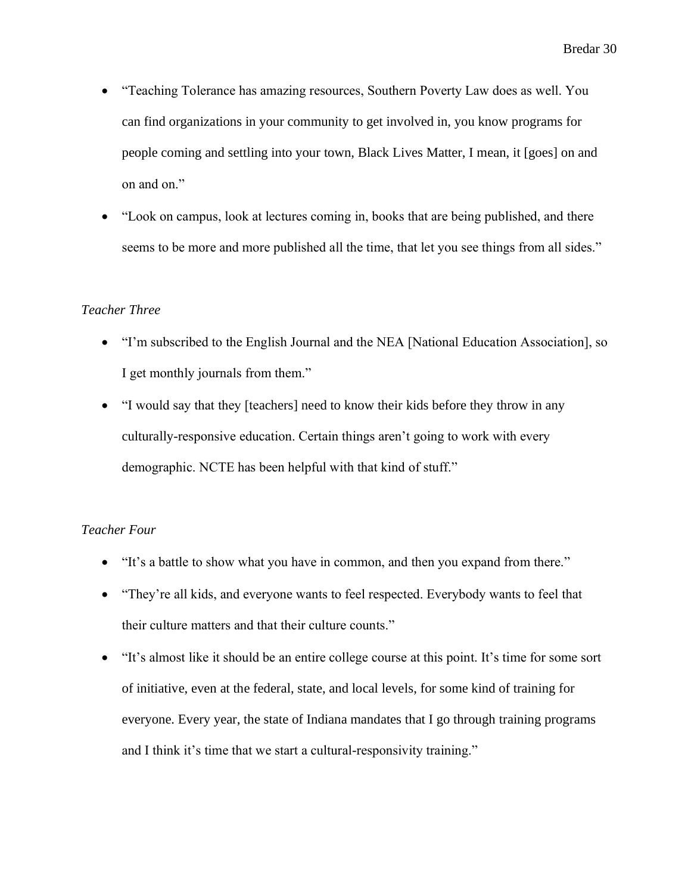- "Teaching Tolerance has amazing resources, Southern Poverty Law does as well. You can find organizations in your community to get involved in, you know programs for people coming and settling into your town, Black Lives Matter, I mean, it [goes] on and on and on."
- "Look on campus, look at lectures coming in, books that are being published, and there seems to be more and more published all the time, that let you see things from all sides."

*Teacher Three*

- "I'm subscribed to the English Journal and the NEA [National Education Association], so I get monthly journals from them."
- "I would say that they [teachers] need to know their kids before they throw in any culturally-responsive education. Certain things aren't going to work with every demographic. NCTE has been helpful with that kind of stuff."

*Teacher Four*

- "It's a battle to show what you have in common, and then you expand from there."
- "They're all kids, and everyone wants to feel respected. Everybody wants to feel that their culture matters and that their culture counts."
- "It's almost like it should be an entire college course at this point. It's time for some sort of initiative, even at the federal, state, and local levels, for some kind of training for everyone. Every year, the state of Indiana mandates that I go through training programs and I think it's time that we start a cultural-responsivity training."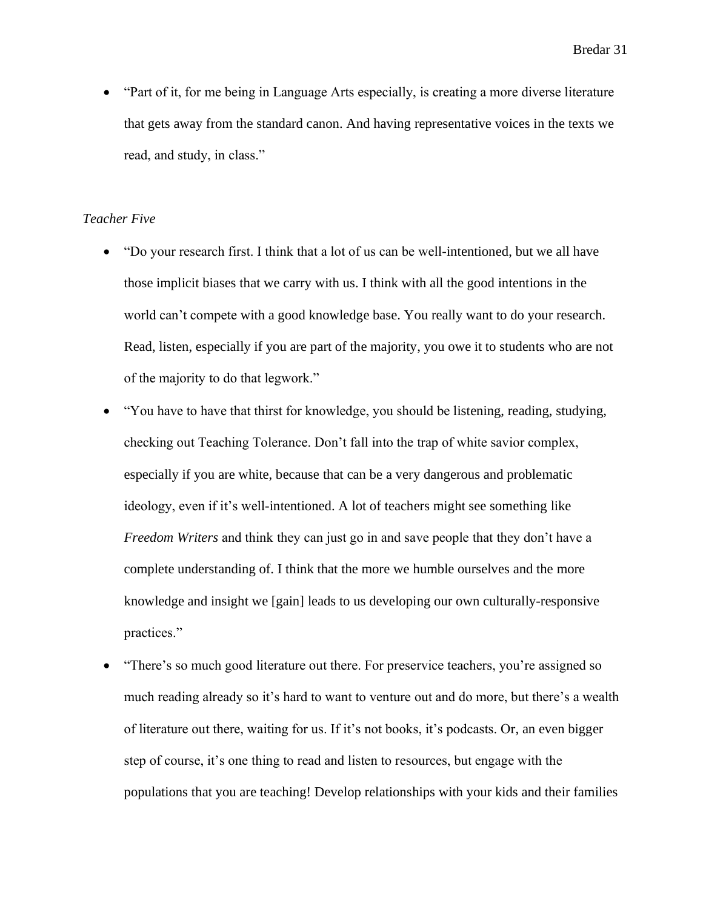- "Part of it, for me being in Language Arts especially, is creating a more diverse literature that gets away from the standard canon. And having representative voices in the texts we read, and study, in class."

*Teacher Five*

- "Do your research first. I think that a lot of us can be well-intentioned, but we all have those implicit biases that we carry with us. I think with all the good intentions in the world can't compete with a good knowledge base. You really want to do your research. Read, listen, especially if you are part of the majority, you owe it to students who are not of the majority to do that legwork."
- "You have to have that thirst for knowledge, you should be listening, reading, studying, checking out Teaching Tolerance. Don't fall into the trap of white savior complex, especially if you are white, because that can be a very dangerous and problematic ideology, even if it's well-intentioned. A lot of teachers might see something like *Freedom Writers* and think they can just go in and save people that they don't have a complete understanding of. I think that the more we humble ourselves and the more knowledge and insight we [gain] leads to us developing our own culturally-responsive practices."
- "There's so much good literature out there. For preservice teachers, you're assigned so much reading already so it's hard to want to venture out and do more, but there's a wealth of literature out there, waiting for us. If it's not books, it's podcasts. Or, an even bigger step of course, it's one thing to read and listen to resources, but engage with the populations that you are teaching! Develop relationships with your kids and their families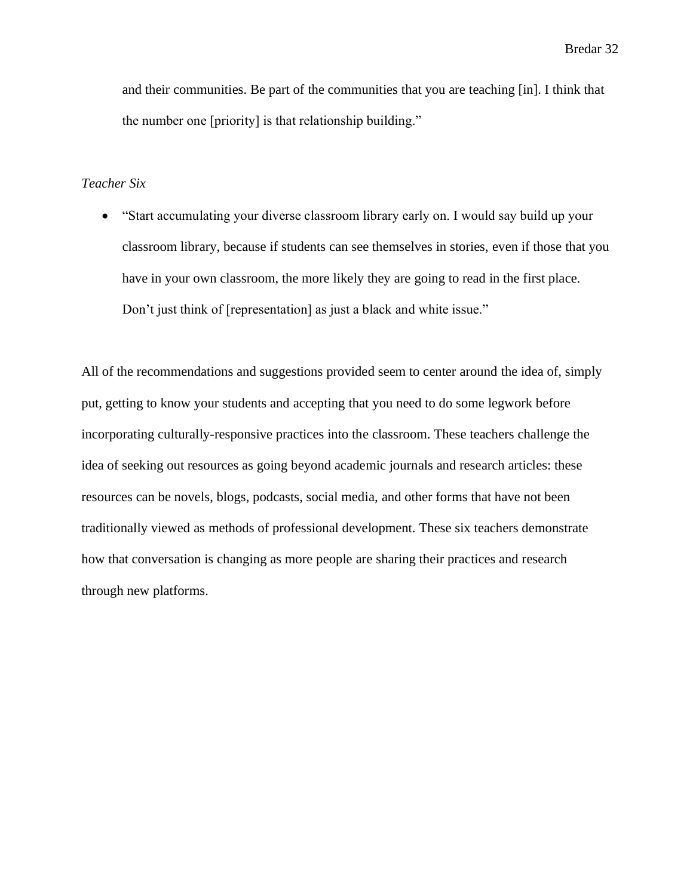and their communities. Be part of the communities that you are teaching [in]. I think that the number one [priority] is that relationship building."

*Teacher Six*

- "Start accumulating your diverse classroom library early on. I would say build up your classroom library, because if students can see themselves in stories, even if those that you have in your own classroom, the more likely they are going to read in the first place. Don't just think of [representation] as just a black and white issue."

All of the recommendations and suggestions provided seem to center around the idea of, simply put, getting to know your students and accepting that you need to do some legwork before incorporating culturally-responsive practices into the classroom. These teachers challenge the idea of seeking out resources as going beyond academic journals and research articles: these resources can be novels, blogs, podcasts, social media, and other forms that have not been traditionally viewed as methods of professional development. These six teachers demonstrate how that conversation is changing as more people are sharing their practices and research through new platforms.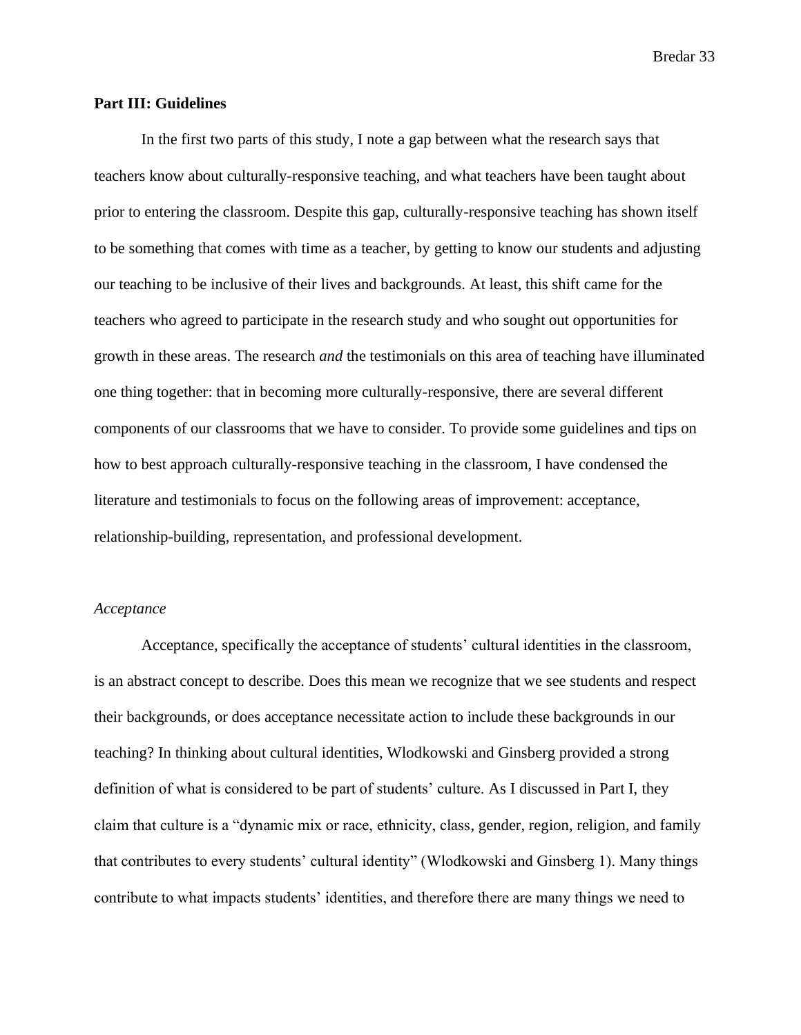**Part III: Guidelines**

In the first two parts of this study, I note a gap between what the research says that teachers know about culturally-responsive teaching, and what teachers have been taught about prior to entering the classroom. Despite this gap, culturally-responsive teaching has shown itself to be something that comes with time as a teacher, by getting to know our students and adjusting our teaching to be inclusive of their lives and backgrounds. At least, this shift came for the teachers who agreed to participate in the research study and who sought out opportunities for growth in these areas. The research *and* the testimonials on this area of teaching have illuminated one thing together: that in becoming more culturally-responsive, there are several different components of our classrooms that we have to consider. To provide some guidelines and tips on how to best approach culturally-responsive teaching in the classroom, I have condensed the literature and testimonials to focus on the following areas of improvement: acceptance, relationship-building, representation, and professional development.

*Acceptance*

Acceptance, specifically the acceptance of students' cultural identities in the classroom, is an abstract concept to describe. Does this mean we recognize that we see students and respect their backgrounds, or does acceptance necessitate action to include these backgrounds in our teaching? In thinking about cultural identities, Wlodkowski and Ginsberg provided a strong definition of what is considered to be part of students' culture. As I discussed in Part I, they claim that culture is a "dynamic mix or race, ethnicity, class, gender, region, religion, and family that contributes to every students' cultural identity" (Wlodkowski and Ginsberg 1). Many things contribute to what impacts students' identities, and therefore there are many things we need to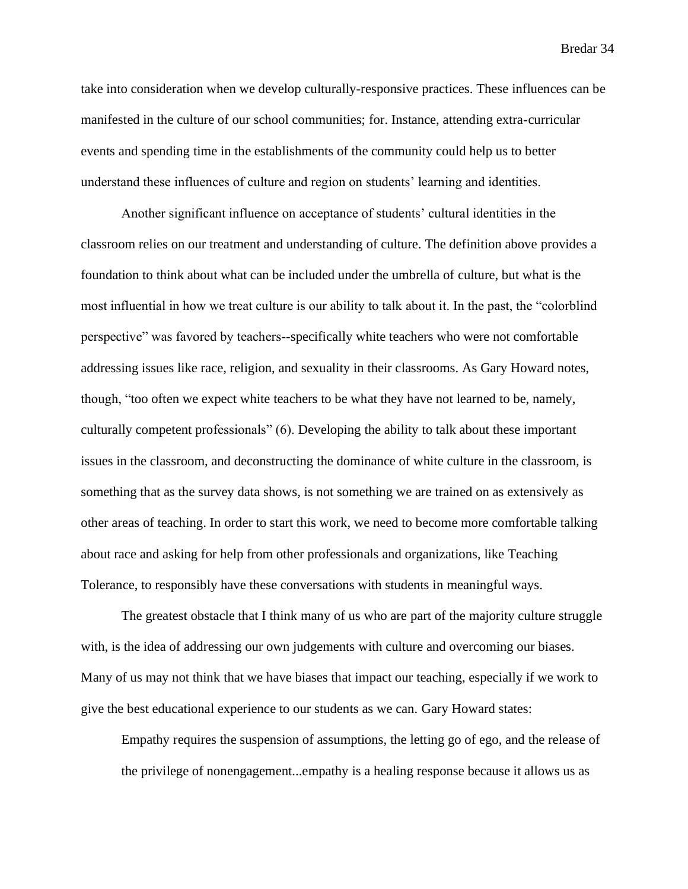take into consideration when we develop culturally-responsive practices. These influences can be manifested in the culture of our school communities; for. Instance, attending extra-curricular events and spending time in the establishments of the community could help us to better understand these influences of culture and region on students' learning and identities.

Another significant influence on acceptance of students' cultural identities in the classroom relies on our treatment and understanding of culture. The definition above provides a foundation to think about what can be included under the umbrella of culture, but what is the most influential in how we treat culture is our ability to talk about it. In the past, the "colorblind perspective" was favored by teachers--specifically white teachers who were not comfortable addressing issues like race, religion, and sexuality in their classrooms. As Gary Howard notes, though, "too often we expect white teachers to be what they have not learned to be, namely, culturally competent professionals" (6). Developing the ability to talk about these important issues in the classroom, and deconstructing the dominance of white culture in the classroom, is something that as the survey data shows, is not something we are trained on as extensively as other areas of teaching. In order to start this work, we need to become more comfortable talking about race and asking for help from other professionals and organizations, like Teaching Tolerance, to responsibly have these conversations with students in meaningful ways.

The greatest obstacle that I think many of us who are part of the majority culture struggle with, is the idea of addressing our own judgements with culture and overcoming our biases. Many of us may not think that we have biases that impact our teaching, especially if we work to give the best educational experience to our students as we can. Gary Howard states:

> Empathy requires the suspension of assumptions, the letting go of ego, and the release of the privilege of nonengagement...empathy is a healing response because it allows us as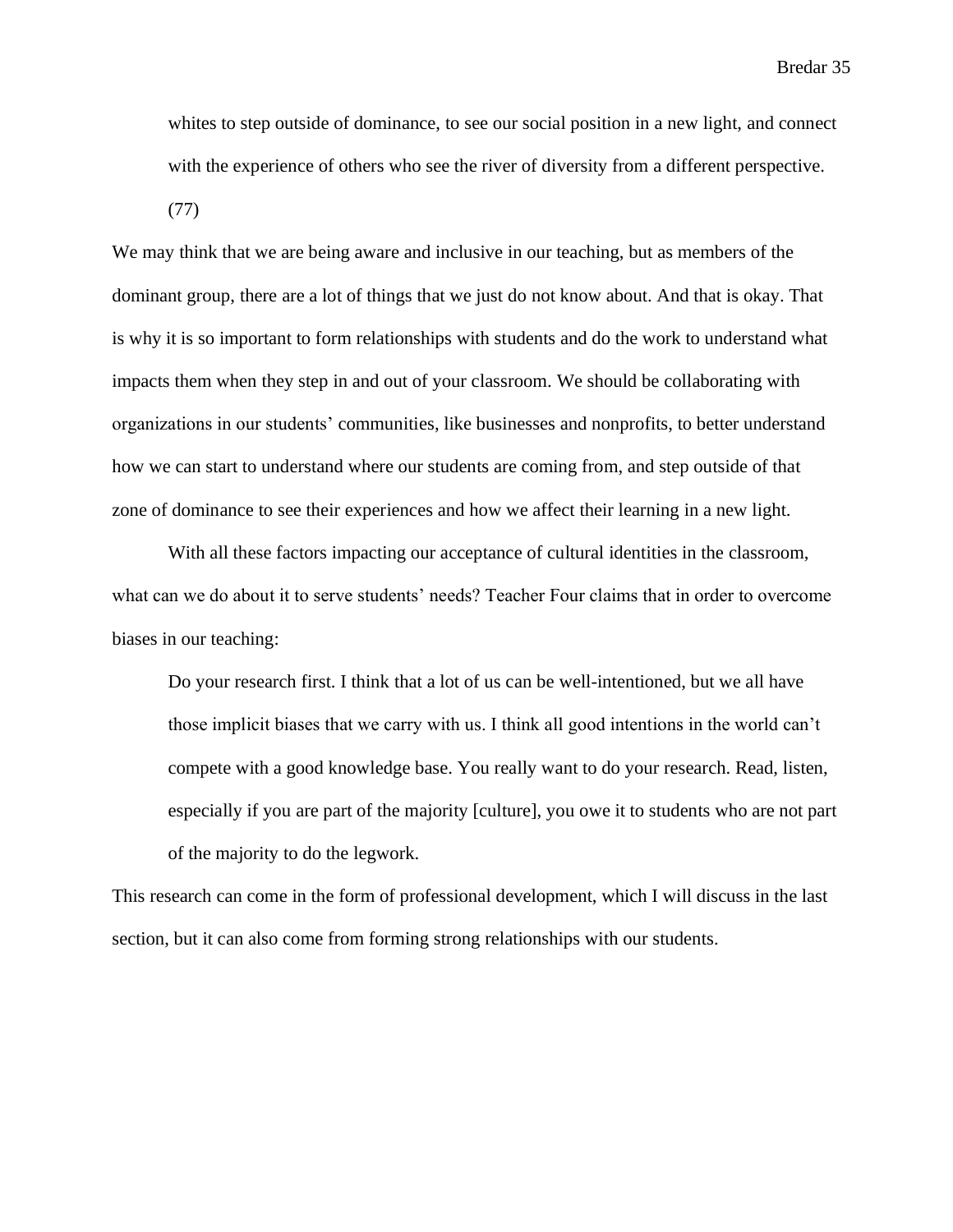> whites to step outside of dominance, to see our social position in a new light, and connect with the experience of others who see the river of diversity from a different perspective. (77)

We may think that we are being aware and inclusive in our teaching, but as members of the dominant group, there are a lot of things that we just do not know about. And that is okay. That is why it is so important to form relationships with students and do the work to understand what impacts them when they step in and out of your classroom. We should be collaborating with organizations in our students' communities, like businesses and nonprofits, to better understand how we can start to understand where our students are coming from, and step outside of that zone of dominance to see their experiences and how we affect their learning in a new light.

With all these factors impacting our acceptance of cultural identities in the classroom, what can we do about it to serve students' needs? Teacher Four claims that in order to overcome biases in our teaching:

> Do your research first. I think that a lot of us can be well-intentioned, but we all have those implicit biases that we carry with us. I think all good intentions in the world can't compete with a good knowledge base. You really want to do your research. Read, listen, especially if you are part of the majority [culture], you owe it to students who are not part of the majority to do the legwork.

This research can come in the form of professional development, which I will discuss in the last section, but it can also come from forming strong relationships with our students.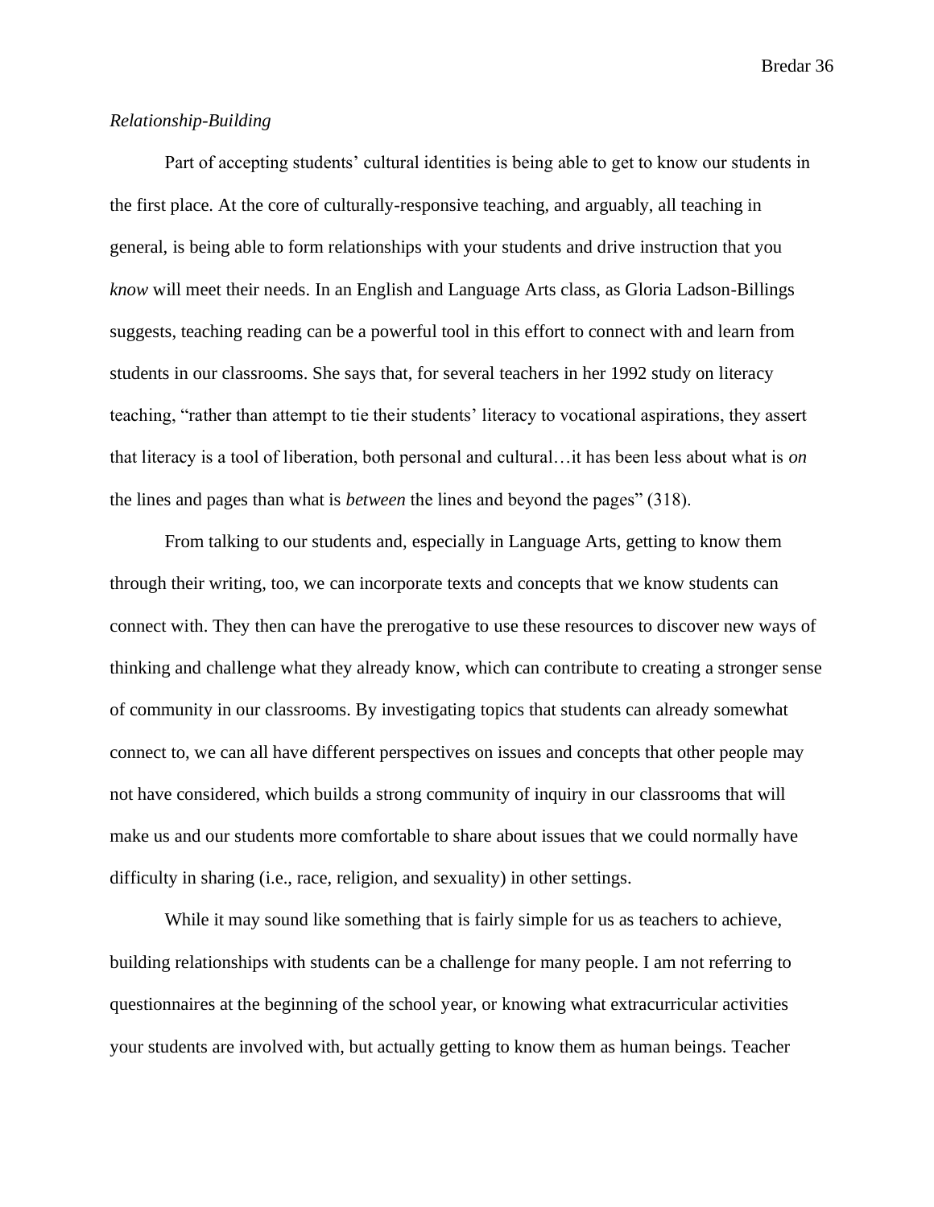*Relationship-Building*

Part of accepting students' cultural identities is being able to get to know our students in the first place. At the core of culturally-responsive teaching, and arguably, all teaching in general, is being able to form relationships with your students and drive instruction that you *know* will meet their needs. In an English and Language Arts class, as Gloria Ladson-Billings suggests, teaching reading can be a powerful tool in this effort to connect with and learn from students in our classrooms. She says that, for several teachers in her 1992 study on literacy teaching, "rather than attempt to tie their students' literacy to vocational aspirations, they assert that literacy is a tool of liberation, both personal and cultural…it has been less about what is *on* the lines and pages than what is *between* the lines and beyond the pages" (318).

From talking to our students and, especially in Language Arts, getting to know them through their writing, too, we can incorporate texts and concepts that we know students can connect with. They then can have the prerogative to use these resources to discover new ways of thinking and challenge what they already know, which can contribute to creating a stronger sense of community in our classrooms. By investigating topics that students can already somewhat connect to, we can all have different perspectives on issues and concepts that other people may not have considered, which builds a strong community of inquiry in our classrooms that will make us and our students more comfortable to share about issues that we could normally have difficulty in sharing (i.e., race, religion, and sexuality) in other settings.

While it may sound like something that is fairly simple for us as teachers to achieve, building relationships with students can be a challenge for many people. I am not referring to questionnaires at the beginning of the school year, or knowing what extracurricular activities your students are involved with, but actually getting to know them as human beings. Teacher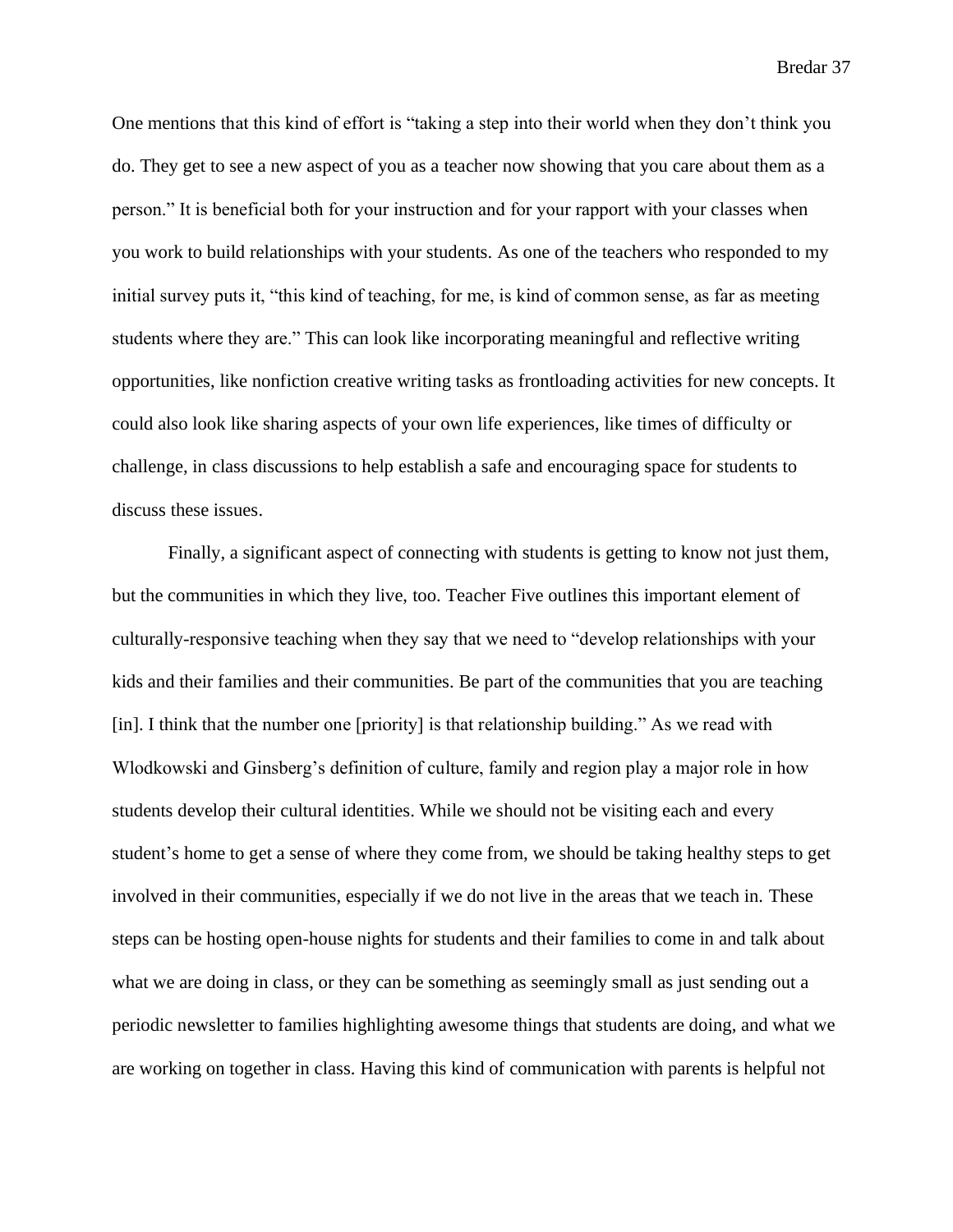One mentions that this kind of effort is "taking a step into their world when they don't think you do. They get to see a new aspect of you as a teacher now showing that you care about them as a person." It is beneficial both for your instruction and for your rapport with your classes when you work to build relationships with your students. As one of the teachers who responded to my initial survey puts it, "this kind of teaching, for me, is kind of common sense, as far as meeting students where they are." This can look like incorporating meaningful and reflective writing opportunities, like nonfiction creative writing tasks as frontloading activities for new concepts. It could also look like sharing aspects of your own life experiences, like times of difficulty or challenge, in class discussions to help establish a safe and encouraging space for students to discuss these issues.

Finally, a significant aspect of connecting with students is getting to know not just them, but the communities in which they live, too. Teacher Five outlines this important element of culturally-responsive teaching when they say that we need to "develop relationships with your kids and their families and their communities. Be part of the communities that you are teaching [in]. I think that the number one [priority] is that relationship building." As we read with Wlodkowski and Ginsberg's definition of culture, family and region play a major role in how students develop their cultural identities. While we should not be visiting each and every student's home to get a sense of where they come from, we should be taking healthy steps to get involved in their communities, especially if we do not live in the areas that we teach in. These steps can be hosting open-house nights for students and their families to come in and talk about what we are doing in class, or they can be something as seemingly small as just sending out a periodic newsletter to families highlighting awesome things that students are doing, and what we are working on together in class. Having this kind of communication with parents is helpful not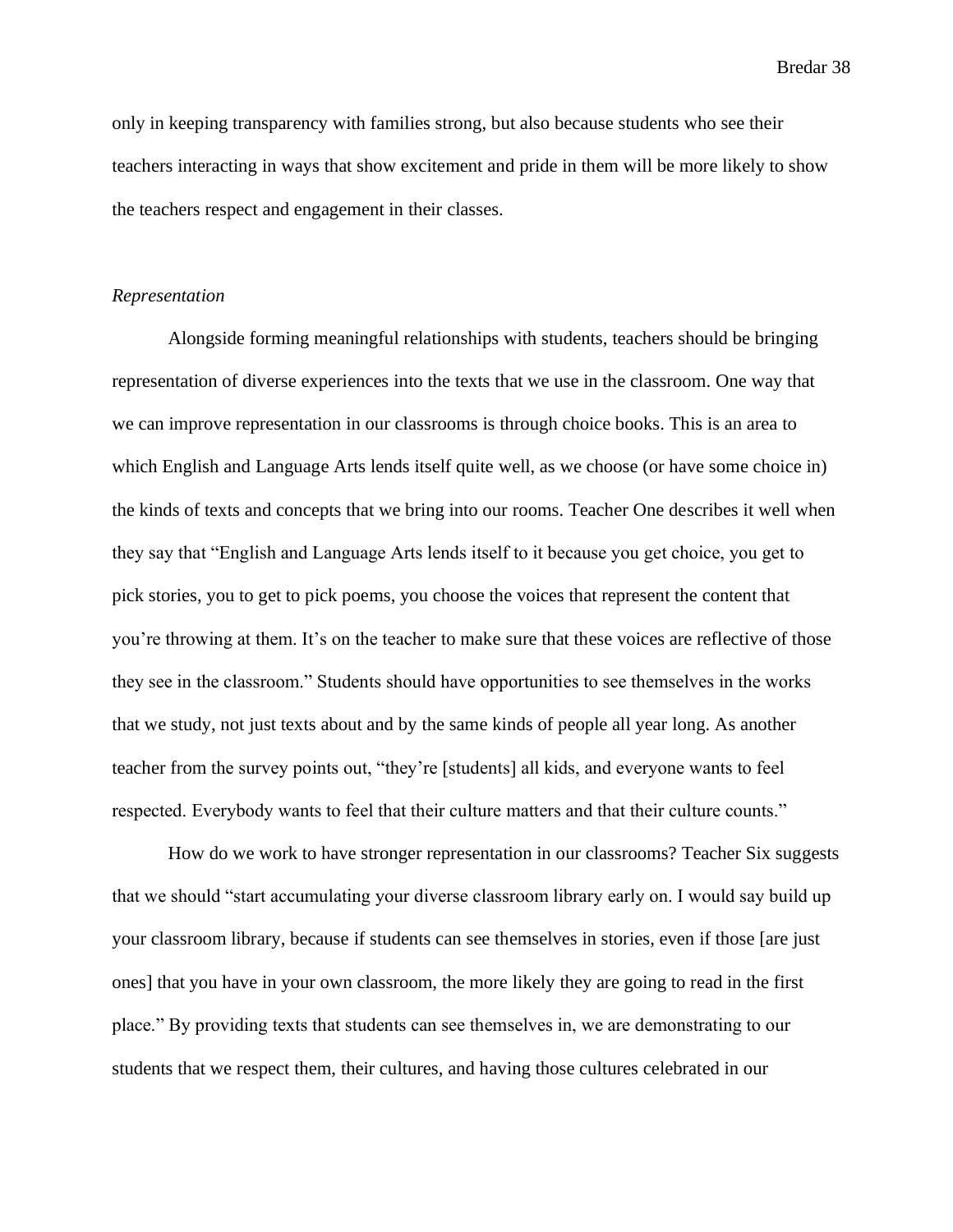only in keeping transparency with families strong, but also because students who see their teachers interacting in ways that show excitement and pride in them will be more likely to show the teachers respect and engagement in their classes.

*Representation*

Alongside forming meaningful relationships with students, teachers should be bringing representation of diverse experiences into the texts that we use in the classroom. One way that we can improve representation in our classrooms is through choice books. This is an area to which English and Language Arts lends itself quite well, as we choose (or have some choice in) the kinds of texts and concepts that we bring into our rooms. Teacher One describes it well when they say that "English and Language Arts lends itself to it because you get choice, you get to pick stories, you to get to pick poems, you choose the voices that represent the content that you're throwing at them. It's on the teacher to make sure that these voices are reflective of those they see in the classroom." Students should have opportunities to see themselves in the works that we study, not just texts about and by the same kinds of people all year long. As another teacher from the survey points out, "they're [students] all kids, and everyone wants to feel respected. Everybody wants to feel that their culture matters and that their culture counts."

How do we work to have stronger representation in our classrooms? Teacher Six suggests that we should "start accumulating your diverse classroom library early on. I would say build up your classroom library, because if students can see themselves in stories, even if those [are just ones] that you have in your own classroom, the more likely they are going to read in the first place." By providing texts that students can see themselves in, we are demonstrating to our students that we respect them, their cultures, and having those cultures celebrated in our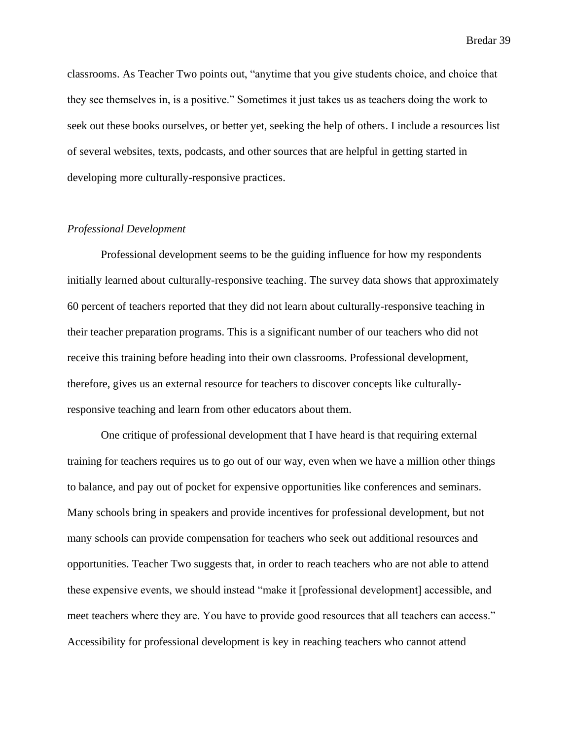classrooms. As Teacher Two points out, "anytime that you give students choice, and choice that they see themselves in, is a positive." Sometimes it just takes us as teachers doing the work to seek out these books ourselves, or better yet, seeking the help of others. I include a resources list of several websites, texts, podcasts, and other sources that are helpful in getting started in developing more culturally-responsive practices.

*Professional Development*

Professional development seems to be the guiding influence for how my respondents initially learned about culturally-responsive teaching. The survey data shows that approximately 60 percent of teachers reported that they did not learn about culturally-responsive teaching in their teacher preparation programs. This is a significant number of our teachers who did not receive this training before heading into their own classrooms. Professional development, therefore, gives us an external resource for teachers to discover concepts like culturally-responsive teaching and learn from other educators about them.

One critique of professional development that I have heard is that requiring external training for teachers requires us to go out of our way, even when we have a million other things to balance, and pay out of pocket for expensive opportunities like conferences and seminars. Many schools bring in speakers and provide incentives for professional development, but not many schools can provide compensation for teachers who seek out additional resources and opportunities. Teacher Two suggests that, in order to reach teachers who are not able to attend these expensive events, we should instead "make it [professional development] accessible, and meet teachers where they are. You have to provide good resources that all teachers can access." Accessibility for professional development is key in reaching teachers who cannot attend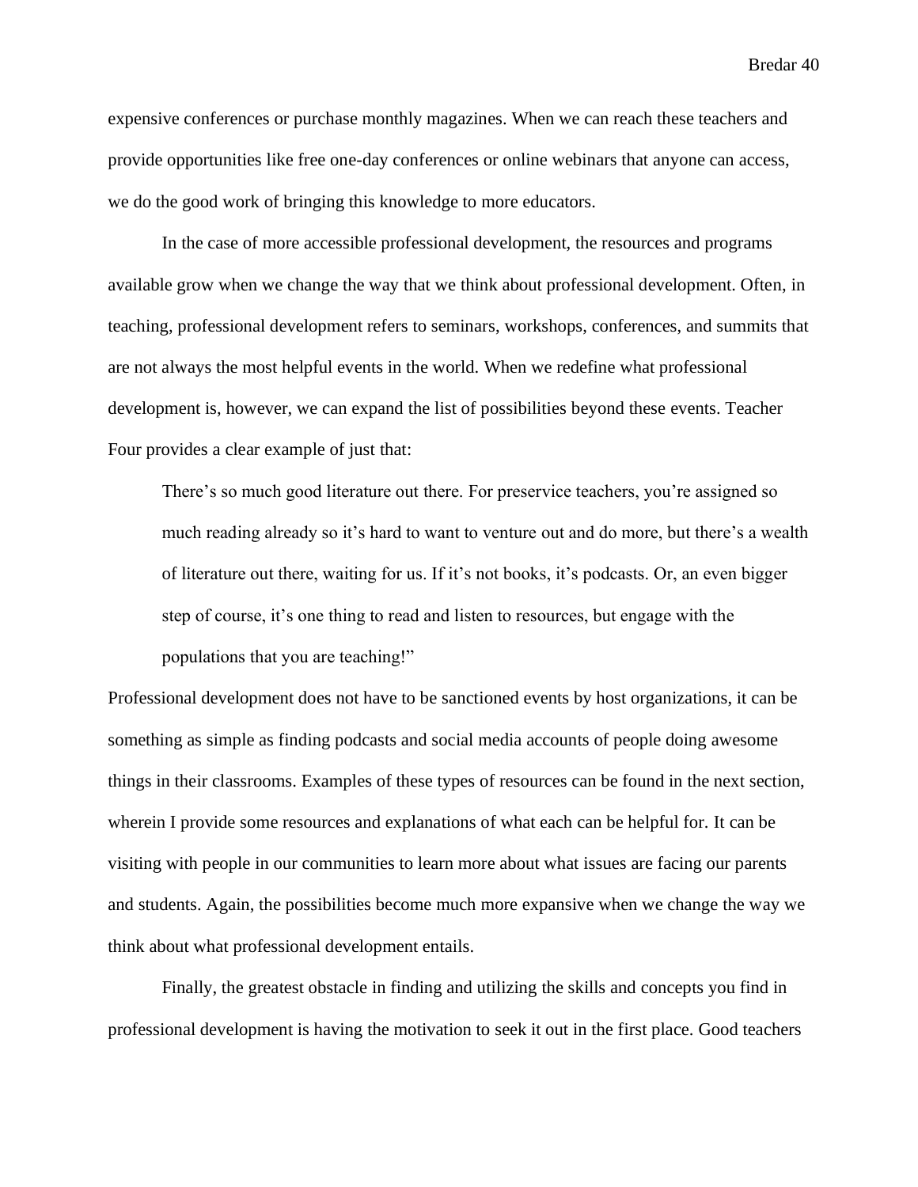expensive conferences or purchase monthly magazines. When we can reach these teachers and provide opportunities like free one-day conferences or online webinars that anyone can access, we do the good work of bringing this knowledge to more educators.

In the case of more accessible professional development, the resources and programs available grow when we change the way that we think about professional development. Often, in teaching, professional development refers to seminars, workshops, conferences, and summits that are not always the most helpful events in the world. When we redefine what professional development is, however, we can expand the list of possibilities beyond these events. Teacher Four provides a clear example of just that:

> There's so much good literature out there. For preservice teachers, you're assigned so much reading already so it's hard to want to venture out and do more, but there's a wealth of literature out there, waiting for us. If it's not books, it's podcasts. Or, an even bigger step of course, it's one thing to read and listen to resources, but engage with the populations that you are teaching!"

Professional development does not have to be sanctioned events by host organizations, it can be something as simple as finding podcasts and social media accounts of people doing awesome things in their classrooms. Examples of these types of resources can be found in the next section, wherein I provide some resources and explanations of what each can be helpful for. It can be visiting with people in our communities to learn more about what issues are facing our parents and students. Again, the possibilities become much more expansive when we change the way we think about what professional development entails.

Finally, the greatest obstacle in finding and utilizing the skills and concepts you find in professional development is having the motivation to seek it out in the first place. Good teachers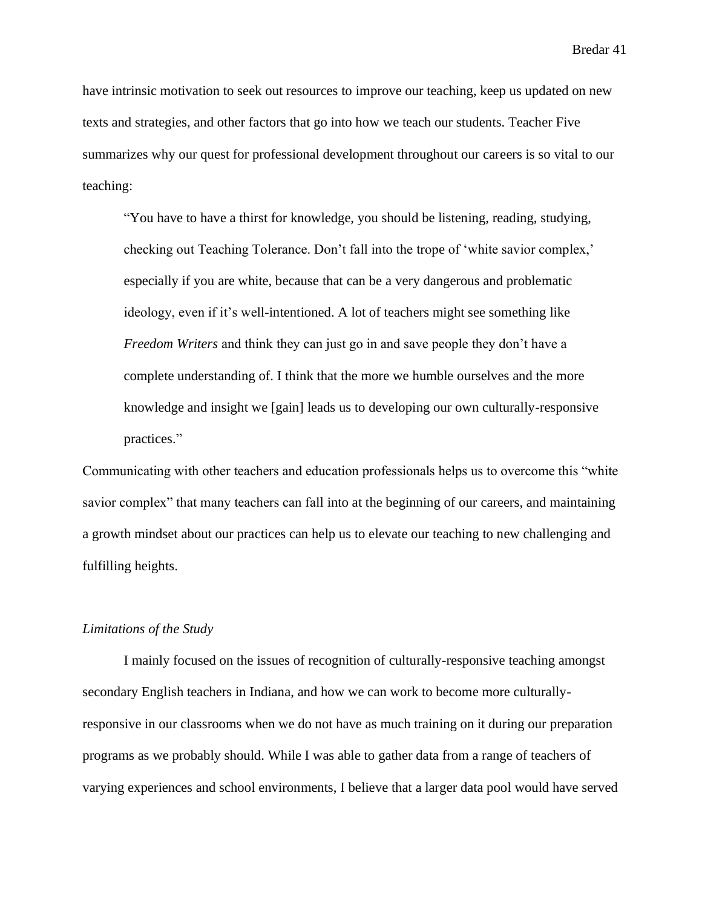have intrinsic motivation to seek out resources to improve our teaching, keep us updated on new texts and strategies, and other factors that go into how we teach our students. Teacher Five summarizes why our quest for professional development throughout our careers is so vital to our teaching:

> "You have to have a thirst for knowledge, you should be listening, reading, studying, checking out Teaching Tolerance. Don't fall into the trope of 'white savior complex,' especially if you are white, because that can be a very dangerous and problematic ideology, even if it's well-intentioned. A lot of teachers might see something like *Freedom Writers* and think they can just go in and save people they don't have a complete understanding of. I think that the more we humble ourselves and the more knowledge and insight we [gain] leads us to developing our own culturally-responsive practices."

Communicating with other teachers and education professionals helps us to overcome this "white savior complex" that many teachers can fall into at the beginning of our careers, and maintaining a growth mindset about our practices can help us to elevate our teaching to new challenging and fulfilling heights.

*Limitations of the Study*

I mainly focused on the issues of recognition of culturally-responsive teaching amongst secondary English teachers in Indiana, and how we can work to become more culturally-responsive in our classrooms when we do not have as much training on it during our preparation programs as we probably should. While I was able to gather data from a range of teachers of varying experiences and school environments, I believe that a larger data pool would have served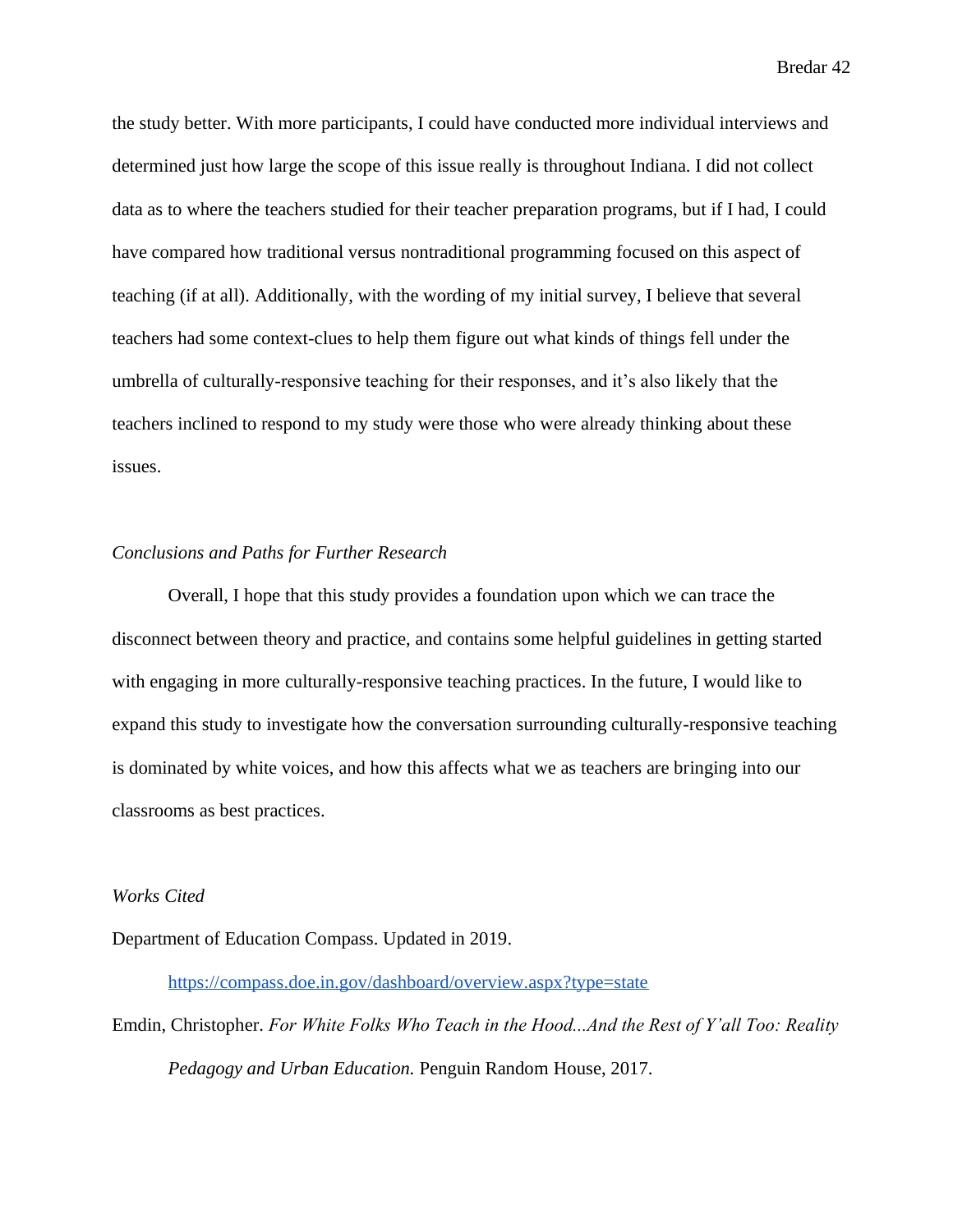the study better. With more participants, I could have conducted more individual interviews and determined just how large the scope of this issue really is throughout Indiana. I did not collect data as to where the teachers studied for their teacher preparation programs, but if I had, I could have compared how traditional versus nontraditional programming focused on this aspect of teaching (if at all). Additionally, with the wording of my initial survey, I believe that several teachers had some context-clues to help them figure out what kinds of things fell under the umbrella of culturally-responsive teaching for their responses, and it's also likely that the teachers inclined to respond to my study were those who were already thinking about these issues.

*Conclusions and Paths for Further Research*

Overall, I hope that this study provides a foundation upon which we can trace the disconnect between theory and practice, and contains some helpful guidelines in getting started with engaging in more culturally-responsive teaching practices. In the future, I would like to expand this study to investigate how the conversation surrounding culturally-responsive teaching is dominated by white voices, and how this affects what we as teachers are bringing into our classrooms as best practices.

*Works Cited*

Department of Education Compass. Updated in 2019. https://compass.doe.in.gov/dashboard/overview.aspx?type=state

Emdin, Christopher. *For White Folks Who Teach in the Hood...And the Rest of Y'all Too: Reality Pedagogy and Urban Education.* Penguin Random House, 2017.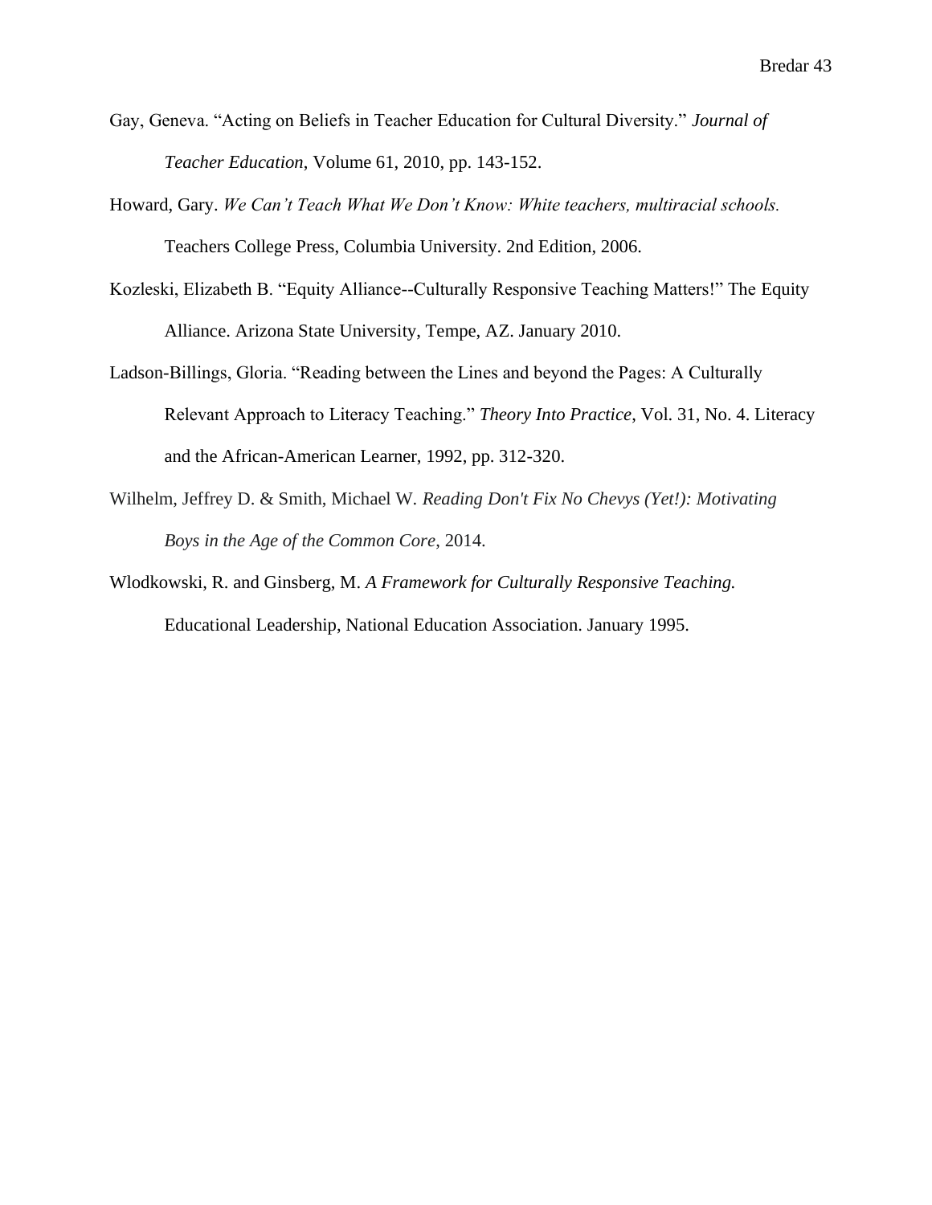Gay, Geneva. "Acting on Beliefs in Teacher Education for Cultural Diversity." *Journal of Teacher Education*, Volume 61, 2010, pp. 143-152.

Howard, Gary. *We Can't Teach What We Don't Know: White teachers, multiracial schools.* Teachers College Press, Columbia University. 2nd Edition, 2006.

Kozleski, Elizabeth B. "Equity Alliance--Culturally Responsive Teaching Matters!" The Equity Alliance. Arizona State University, Tempe, AZ. January 2010.

Ladson-Billings, Gloria. "Reading between the Lines and beyond the Pages: A Culturally Relevant Approach to Literacy Teaching." *Theory Into Practice*, Vol. 31, No. 4. Literacy and the African-American Learner, 1992, pp. 312-320.

Wilhelm, Jeffrey D. & Smith, Michael W. *Reading Don't Fix No Chevys (Yet!): Motivating Boys in the Age of the Common Core*, 2014.

Wlodkowski, R. and Ginsberg, M. *A Framework for Culturally Responsive Teaching.* Educational Leadership, National Education Association. January 1995.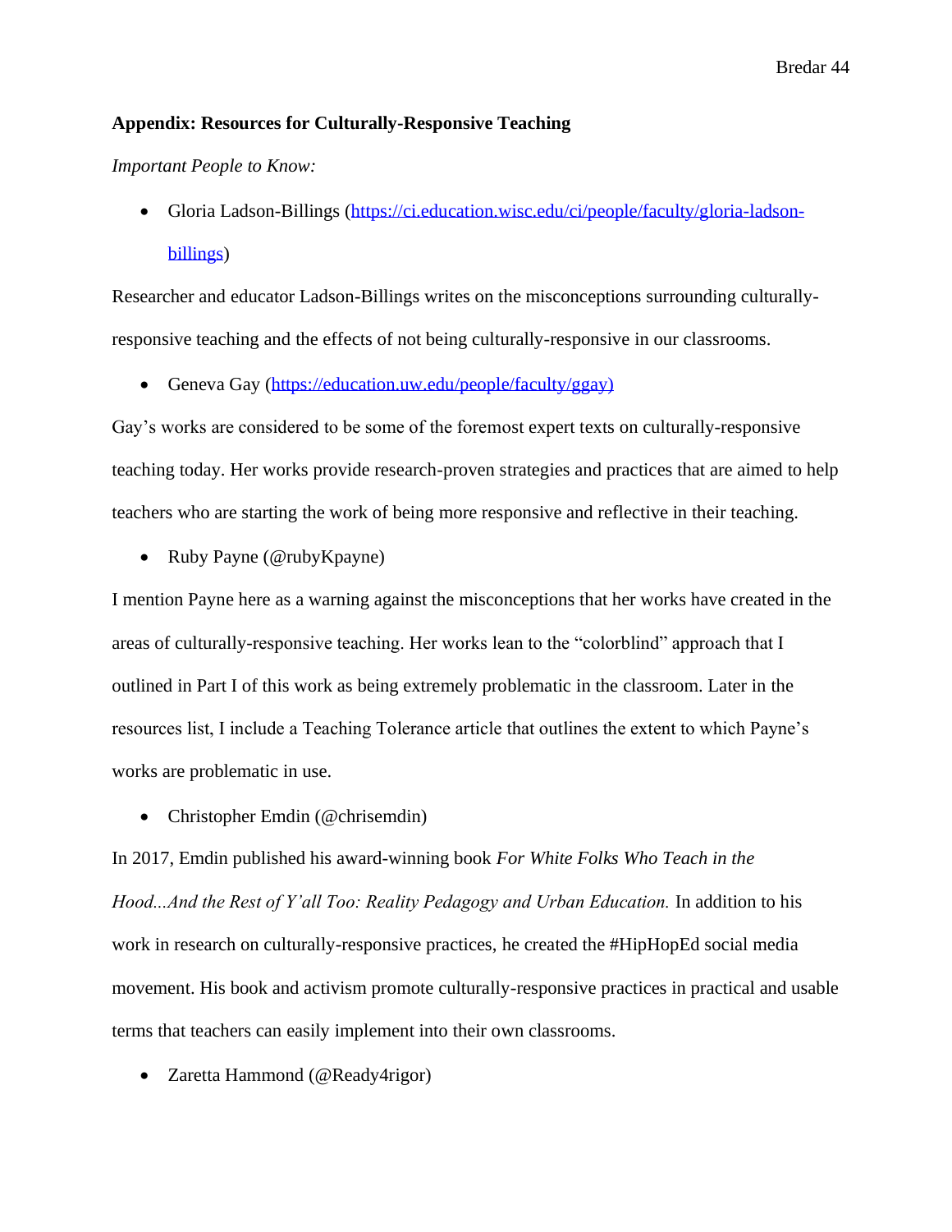**Appendix: Resources for Culturally-Responsive Teaching**

*Important People to Know:*

- Gloria Ladson-Billings ([https://ci.education.wisc.edu/ci/people/faculty/gloria-ladson-billings](https://ci.education.wisc.edu/ci/people/faculty/gloria-ladson-billings))

Researcher and educator Ladson-Billings writes on the misconceptions surrounding culturally-responsive teaching and the effects of not being culturally-responsive in our classrooms.

- Geneva Gay ([https://education.uw.edu/people/faculty/ggay)](https://education.uw.edu/people/faculty/ggay)

Gay's works are considered to be some of the foremost expert texts on culturally-responsive teaching today. Her works provide research-proven strategies and practices that are aimed to help teachers who are starting the work of being more responsive and reflective in their teaching.

- Ruby Payne (@rubyKpayne)

I mention Payne here as a warning against the misconceptions that her works have created in the areas of culturally-responsive teaching. Her works lean to the "colorblind" approach that I outlined in Part I of this work as being extremely problematic in the classroom. Later in the resources list, I include a Teaching Tolerance article that outlines the extent to which Payne's works are problematic in use.

- Christopher Emdin (@chrisemdin)

In 2017, Emdin published his award-winning book *For White Folks Who Teach in the Hood...And the Rest of Y'all Too: Reality Pedagogy and Urban Education.* In addition to his work in research on culturally-responsive practices, he created the #HipHopEd social media movement. His book and activism promote culturally-responsive practices in practical and usable terms that teachers can easily implement into their own classrooms.

- Zaretta Hammond (@Ready4rigor)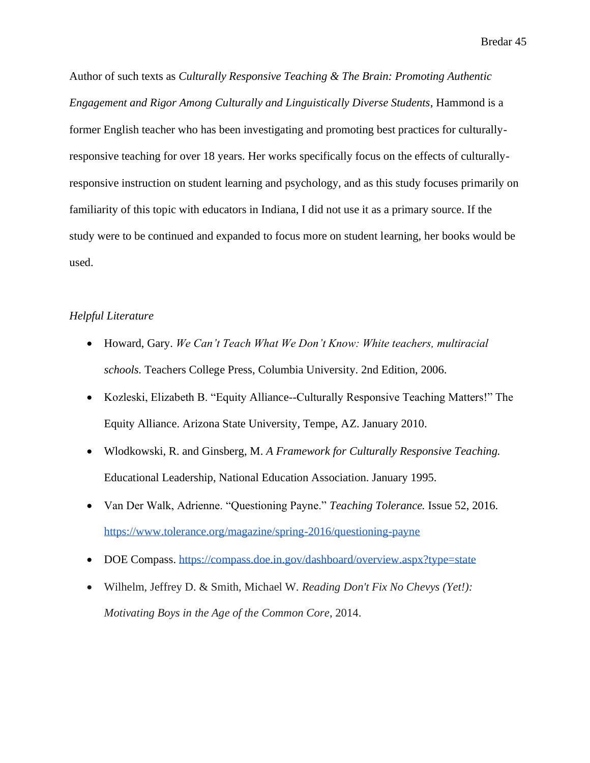Author of such texts as *Culturally Responsive Teaching & The Brain: Promoting Authentic Engagement and Rigor Among Culturally and Linguistically Diverse Students*, Hammond is a former English teacher who has been investigating and promoting best practices for culturally-responsive teaching for over 18 years. Her works specifically focus on the effects of culturally-responsive instruction on student learning and psychology, and as this study focuses primarily on familiarity of this topic with educators in Indiana, I did not use it as a primary source. If the study were to be continued and expanded to focus more on student learning, her books would be used.

*Helpful Literature*

- Howard, Gary. *We Can't Teach What We Don't Know: White teachers, multiracial schools.* Teachers College Press, Columbia University. 2nd Edition, 2006.
- Kozleski, Elizabeth B. "Equity Alliance--Culturally Responsive Teaching Matters!" The Equity Alliance. Arizona State University, Tempe, AZ. January 2010.
- Wlodkowski, R. and Ginsberg, M. *A Framework for Culturally Responsive Teaching.* Educational Leadership, National Education Association. January 1995.
- Van Der Walk, Adrienne. "Questioning Payne." *Teaching Tolerance.* Issue 52, 2016. https://www.tolerance.org/magazine/spring-2016/questioning-payne
- DOE Compass. https://compass.doe.in.gov/dashboard/overview.aspx?type=state
- Wilhelm, Jeffrey D. & Smith, Michael W. *Reading Don't Fix No Chevys (Yet!): Motivating Boys in the Age of the Common Core*, 2014.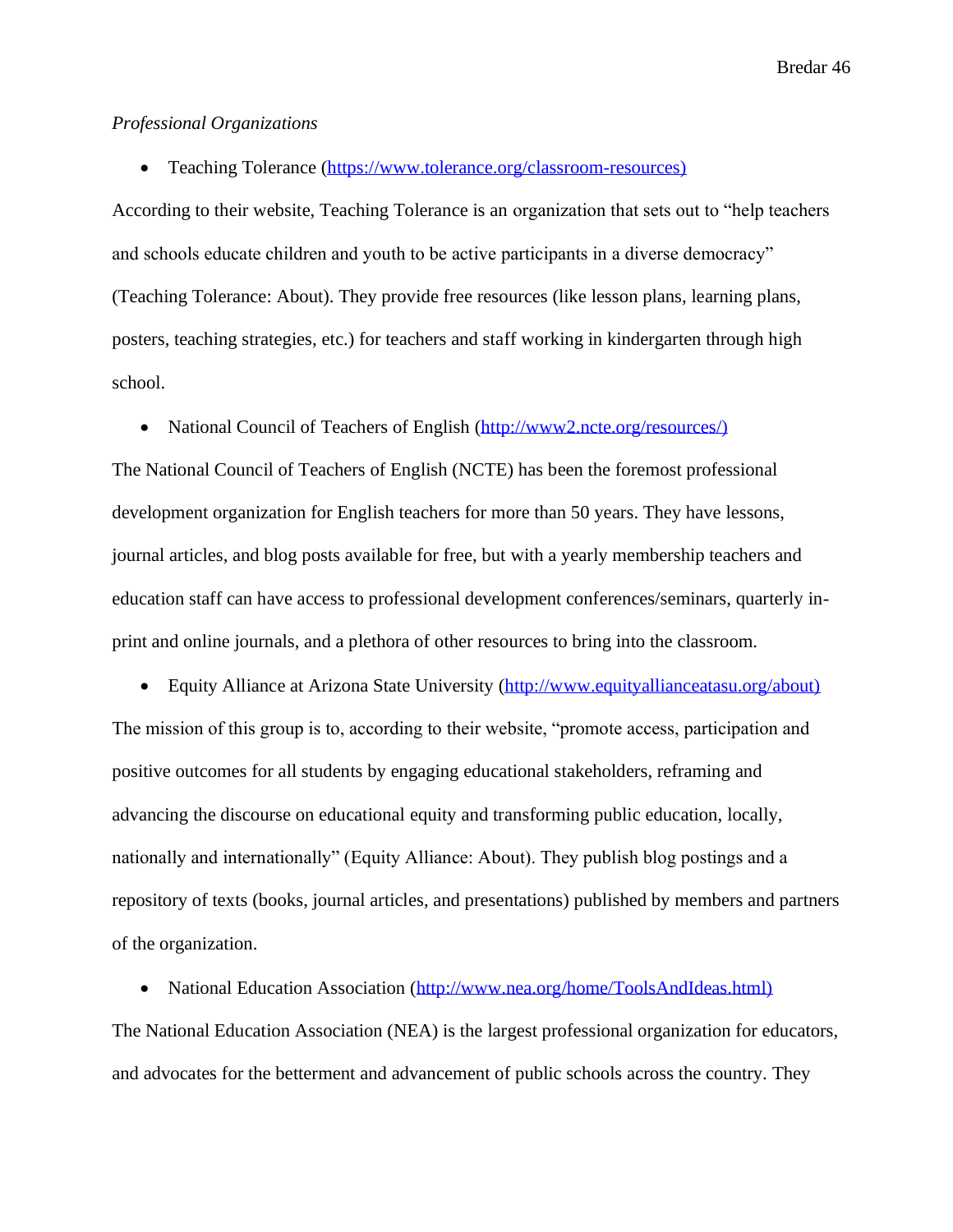*Professional Organizations*

- Teaching Tolerance (https://www.tolerance.org/classroom-resources)

According to their website, Teaching Tolerance is an organization that sets out to "help teachers and schools educate children and youth to be active participants in a diverse democracy" (Teaching Tolerance: About). They provide free resources (like lesson plans, learning plans, posters, teaching strategies, etc.) for teachers and staff working in kindergarten through high school.

- National Council of Teachers of English (http://www2.ncte.org/resources/)

The National Council of Teachers of English (NCTE) has been the foremost professional development organization for English teachers for more than 50 years. They have lessons, journal articles, and blog posts available for free, but with a yearly membership teachers and education staff can have access to professional development conferences/seminars, quarterly in-print and online journals, and a plethora of other resources to bring into the classroom.

- Equity Alliance at Arizona State University (http://www.equityallianceatasu.org/about)

The mission of this group is to, according to their website, "promote access, participation and positive outcomes for all students by engaging educational stakeholders, reframing and advancing the discourse on educational equity and transforming public education, locally, nationally and internationally" (Equity Alliance: About). They publish blog postings and a repository of texts (books, journal articles, and presentations) published by members and partners of the organization.

- National Education Association (http://www.nea.org/home/ToolsAndIdeas.html)

The National Education Association (NEA) is the largest professional organization for educators, and advocates for the betterment and advancement of public schools across the country. They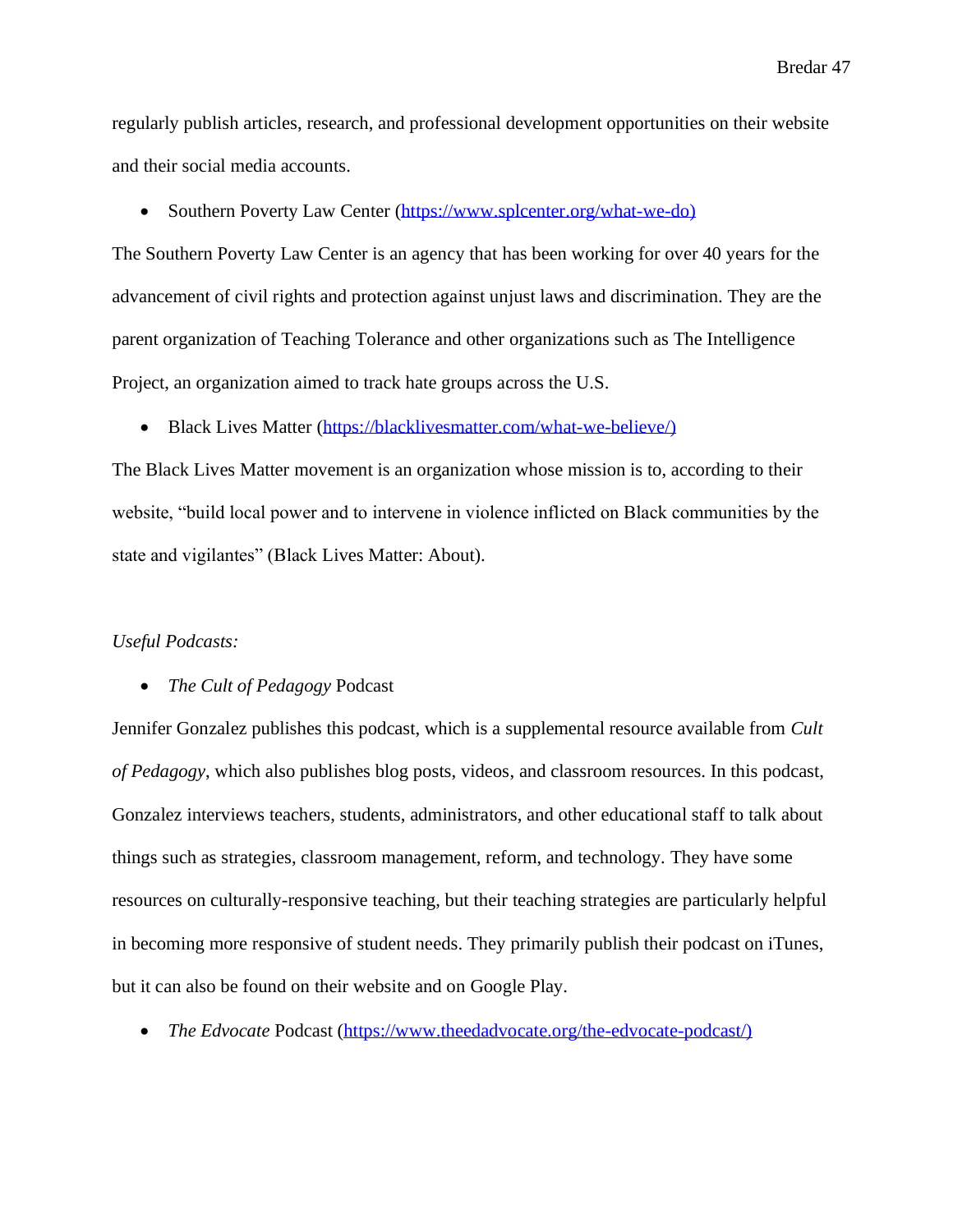regularly publish articles, research, and professional development opportunities on their website and their social media accounts.

- Southern Poverty Law Center (https://www.splcenter.org/what-we-do)

The Southern Poverty Law Center is an agency that has been working for over 40 years for the advancement of civil rights and protection against unjust laws and discrimination. They are the parent organization of Teaching Tolerance and other organizations such as The Intelligence Project, an organization aimed to track hate groups across the U.S.

- Black Lives Matter (https://blacklivesmatter.com/what-we-believe/)

The Black Lives Matter movement is an organization whose mission is to, according to their website, "build local power and to intervene in violence inflicted on Black communities by the state and vigilantes" (Black Lives Matter: About).

*Useful Podcasts:*

- *The Cult of Pedagogy* Podcast

Jennifer Gonzalez publishes this podcast, which is a supplemental resource available from *Cult of Pedagogy*, which also publishes blog posts, videos, and classroom resources. In this podcast, Gonzalez interviews teachers, students, administrators, and other educational staff to talk about things such as strategies, classroom management, reform, and technology. They have some resources on culturally-responsive teaching, but their teaching strategies are particularly helpful in becoming more responsive of student needs. They primarily publish their podcast on iTunes, but it can also be found on their website and on Google Play.

- *The Edvocate* Podcast (https://www.theedadvocate.org/the-edvocate-podcast/)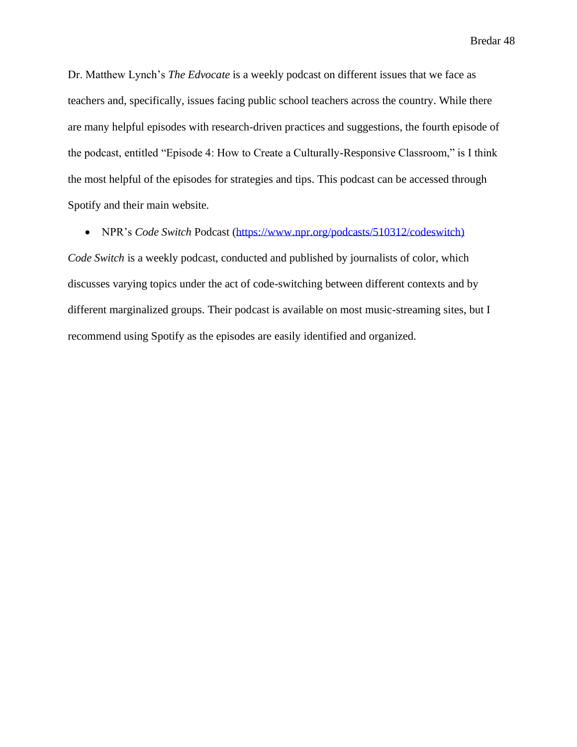Dr. Matthew Lynch's *The Edvocate* is a weekly podcast on different issues that we face as teachers and, specifically, issues facing public school teachers across the country. While there are many helpful episodes with research-driven practices and suggestions, the fourth episode of the podcast, entitled "Episode 4: How to Create a Culturally-Responsive Classroom," is I think the most helpful of the episodes for strategies and tips. This podcast can be accessed through Spotify and their main website.

- NPR's *Code Switch* Podcast (https://www.npr.org/podcasts/510312/codeswitch)

*Code Switch* is a weekly podcast, conducted and published by journalists of color, which discusses varying topics under the act of code-switching between different contexts and by different marginalized groups. Their podcast is available on most music-streaming sites, but I recommend using Spotify as the episodes are easily identified and organized.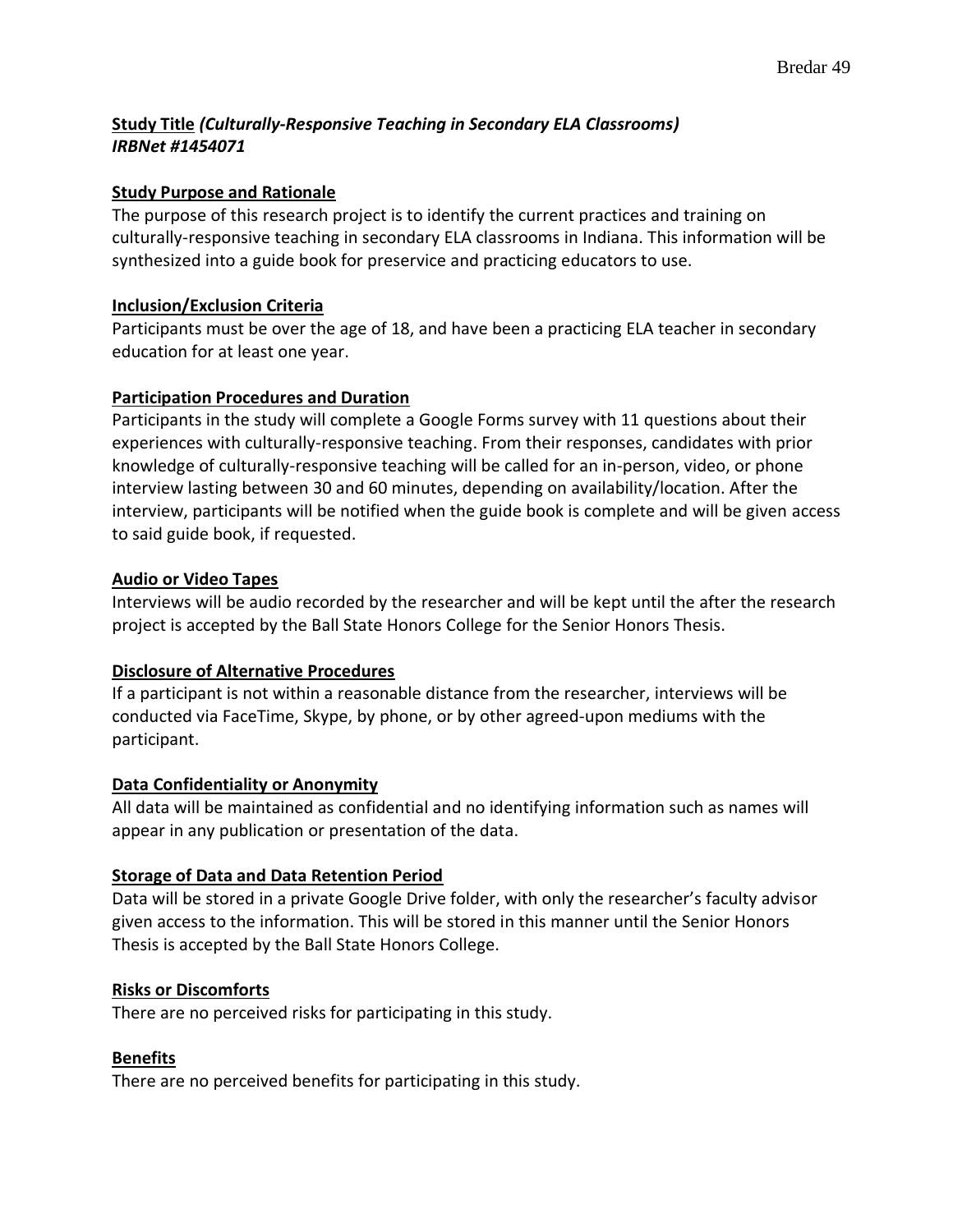**<u>Study Title</u>** ***(Culturally-Responsive Teaching in Secondary ELA Classrooms)***
***IRBNet #1454071***

**<u>Study Purpose and Rationale</u>**

The purpose of this research project is to identify the current practices and training on culturally-responsive teaching in secondary ELA classrooms in Indiana. This information will be synthesized into a guide book for preservice and practicing educators to use.

**<u>Inclusion/Exclusion Criteria</u>**

Participants must be over the age of 18, and have been a practicing ELA teacher in secondary education for at least one year.

**<u>Participation Procedures and Duration</u>**

Participants in the study will complete a Google Forms survey with 11 questions about their experiences with culturally-responsive teaching. From their responses, candidates with prior knowledge of culturally-responsive teaching will be called for an in-person, video, or phone interview lasting between 30 and 60 minutes, depending on availability/location. After the interview, participants will be notified when the guide book is complete and will be given access to said guide book, if requested.

**<u>Audio or Video Tapes</u>**

Interviews will be audio recorded by the researcher and will be kept until the after the research project is accepted by the Ball State Honors College for the Senior Honors Thesis.

**<u>Disclosure of Alternative Procedures</u>**

If a participant is not within a reasonable distance from the researcher, interviews will be conducted via FaceTime, Skype, by phone, or by other agreed-upon mediums with the participant.

**<u>Data Confidentiality or Anonymity</u>**

All data will be maintained as confidential and no identifying information such as names will appear in any publication or presentation of the data.

**<u>Storage of Data and Data Retention Period</u>**

Data will be stored in a private Google Drive folder, with only the researcher's faculty advisor given access to the information. This will be stored in this manner until the Senior Honors Thesis is accepted by the Ball State Honors College.

**<u>Risks or Discomforts</u>**

There are no perceived risks for participating in this study.

**<u>Benefits</u>**

There are no perceived benefits for participating in this study.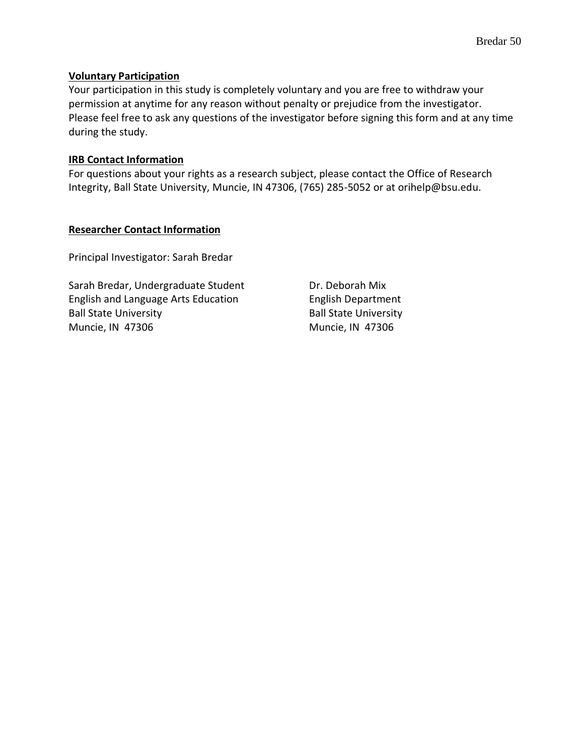**Voluntary Participation**

Your participation in this study is completely voluntary and you are free to withdraw your permission at anytime for any reason without penalty or prejudice from the investigator. Please feel free to ask any questions of the investigator before signing this form and at any time during the study.

**IRB Contact Information**

For questions about your rights as a research subject, please contact the Office of Research Integrity, Ball State University, Muncie, IN 47306, (765) 285-5052 or at orihelp@bsu.edu.

**Researcher Contact Information**

Principal Investigator: Sarah Bredar

Sarah Bredar, Undergraduate Student
English and Language Arts Education
Ball State University
Muncie, IN 47306

Dr. Deborah Mix
English Department
Ball State University
Muncie, IN 47306